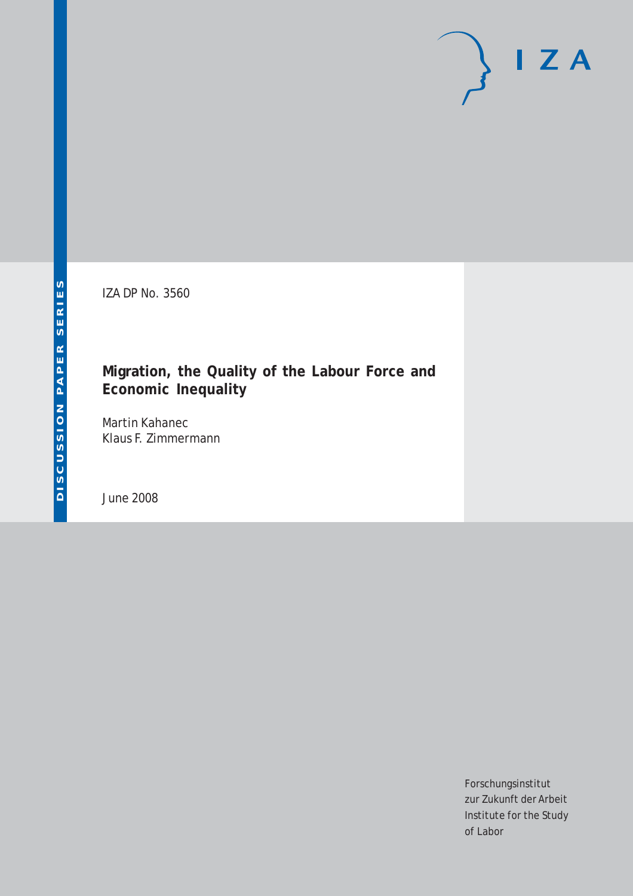DISCUSSION PAPER SERIES

IZA DP No. 3560

# Migration, the Quality of the Labour Force and Economic Inequality

Martin Kahanec
Klaus F. Zimmermann

June 2008

Forschungsinstitut
zur Zukunft der Arbeit
Institute for the Study
of Labor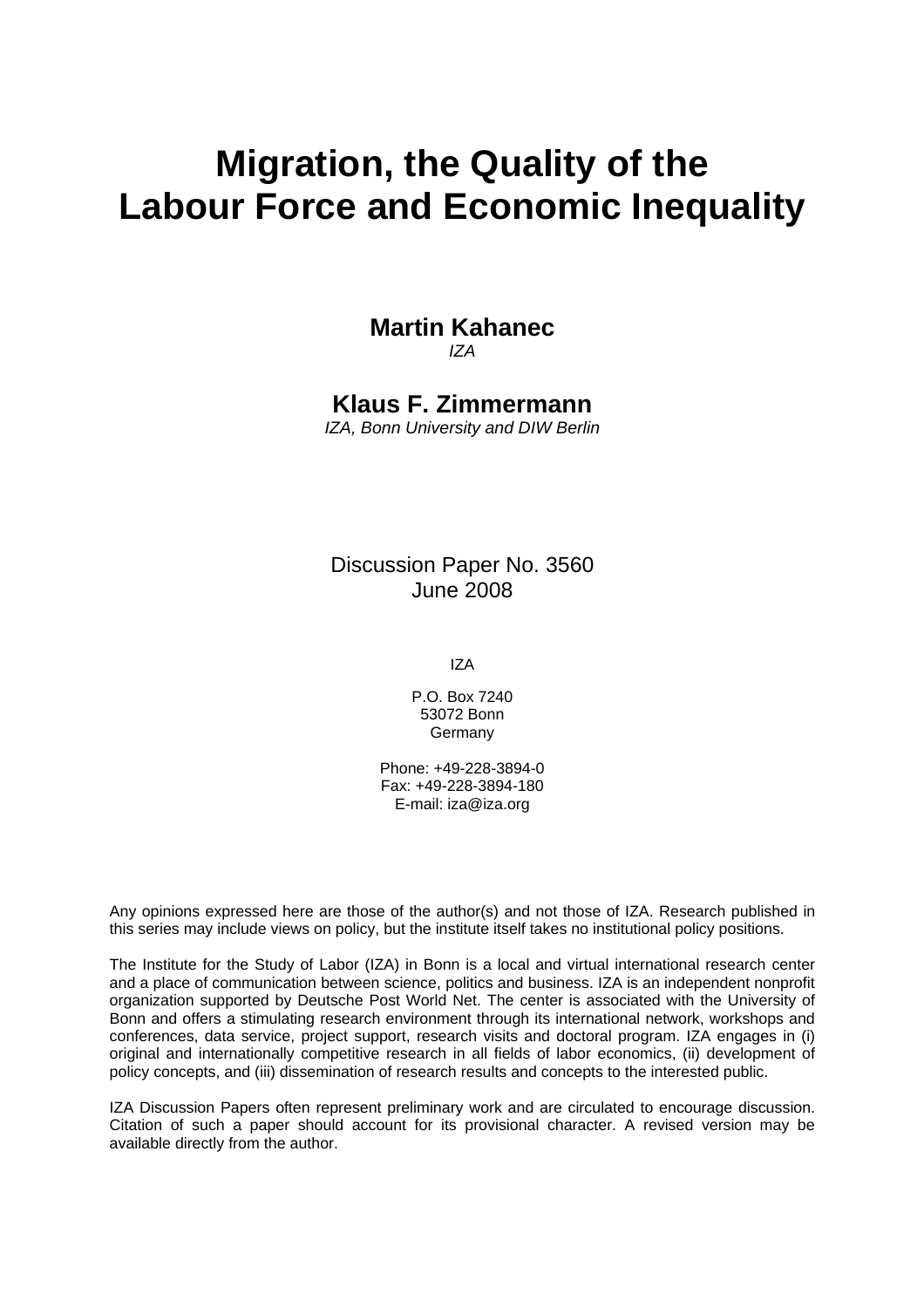# Migration, the Quality of the Labour Force and Economic Inequality

**Martin Kahanec**
*IZA*

**Klaus F. Zimmermann**
*IZA, Bonn University and DIW Berlin*

Discussion Paper No. 3560
June 2008

IZA

P.O. Box 7240
53072 Bonn
Germany

Phone: +49-228-3894-0
Fax: +49-228-3894-180
E-mail: iza@iza.org

Any opinions expressed here are those of the author(s) and not those of IZA. Research published in this series may include views on policy, but the institute itself takes no institutional policy positions.

The Institute for the Study of Labor (IZA) in Bonn is a local and virtual international research center and a place of communication between science, politics and business. IZA is an independent nonprofit organization supported by Deutsche Post World Net. The center is associated with the University of Bonn and offers a stimulating research environment through its international network, workshops and conferences, data service, project support, research visits and doctoral program. IZA engages in (i) original and internationally competitive research in all fields of labor economics, (ii) development of policy concepts, and (iii) dissemination of research results and concepts to the interested public.

IZA Discussion Papers often represent preliminary work and are circulated to encourage discussion. Citation of such a paper should account for its provisional character. A revised version may be available directly from the author.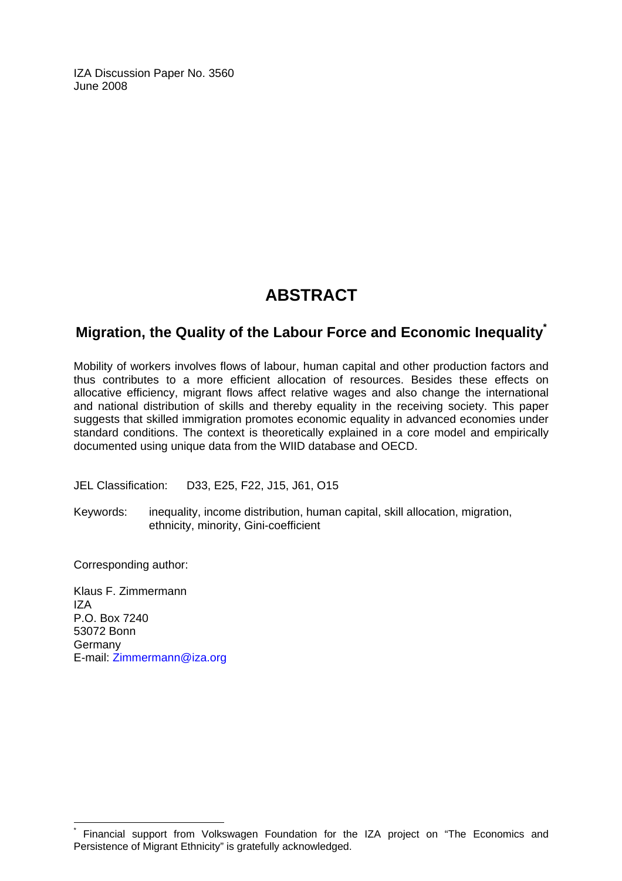IZA Discussion Paper No. 3560
June 2008

# ABSTRACT

## Migration, the Quality of the Labour Force and Economic Inequality[*]

Mobility of workers involves flows of labour, human capital and other production factors and thus contributes to a more efficient allocation of resources. Besides these effects on allocative efficiency, migrant flows affect relative wages and also change the international and national distribution of skills and thereby equality in the receiving society. This paper suggests that skilled immigration promotes economic equality in advanced economies under standard conditions. The context is theoretically explained in a core model and empirically documented using unique data from the WIID database and OECD.

JEL Classification: D33, E25, F22, J15, J61, O15

Keywords: inequality, income distribution, human capital, skill allocation, migration, ethnicity, minority, Gini-coefficient

Corresponding author:

Klaus F. Zimmermann
IZA
P.O. Box 7240
53072 Bonn
Germany
E-mail: Zimmermann@iza.org

[*] Financial support from Volkswagen Foundation for the IZA project on "The Economics and Persistence of Migrant Ethnicity" is gratefully acknowledged.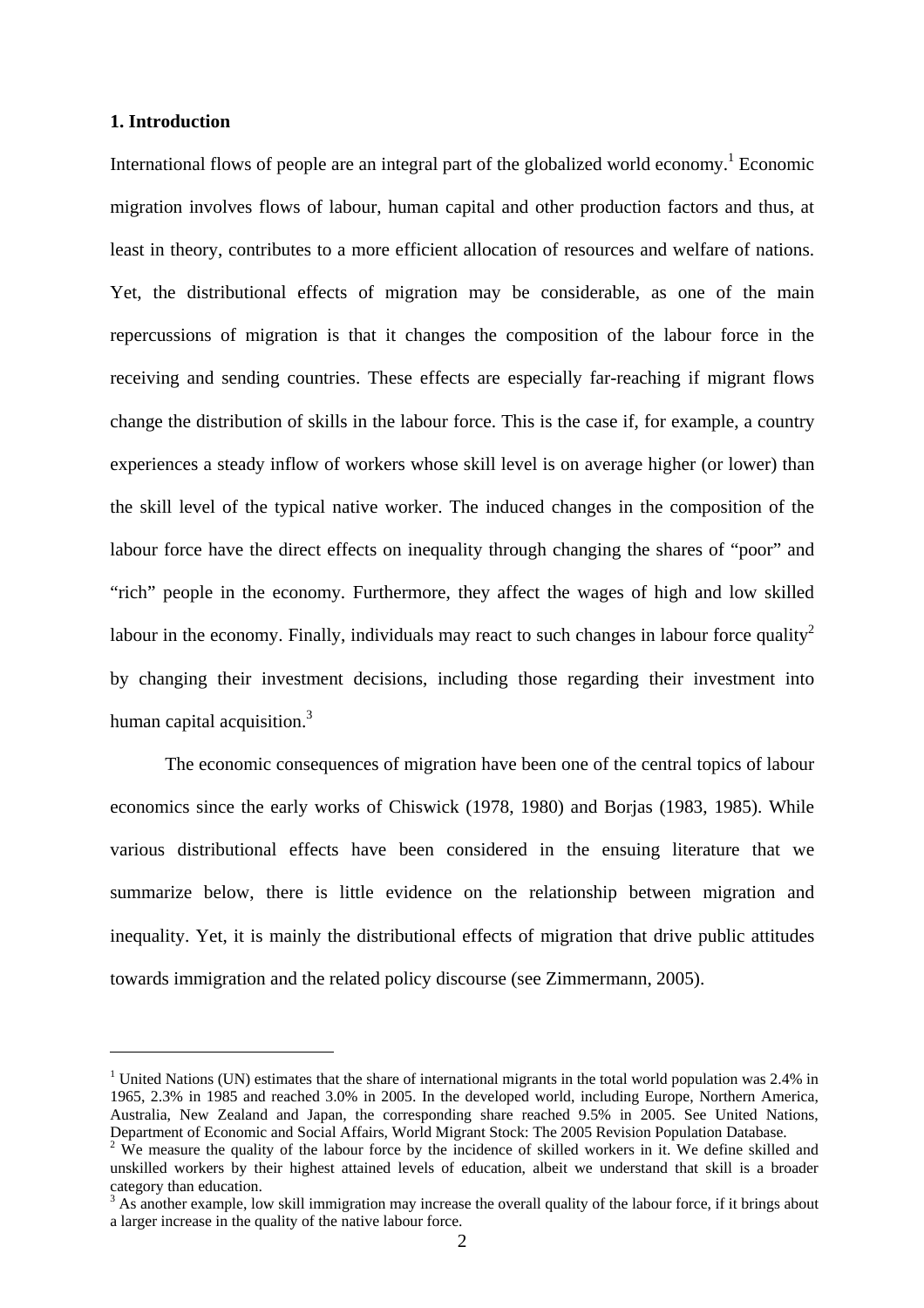## 1. Introduction

International flows of people are an integral part of the globalized world economy.[1] Economic migration involves flows of labour, human capital and other production factors and thus, at least in theory, contributes to a more efficient allocation of resources and welfare of nations. Yet, the distributional effects of migration may be considerable, as one of the main repercussions of migration is that it changes the composition of the labour force in the receiving and sending countries. These effects are especially far-reaching if migrant flows change the distribution of skills in the labour force. This is the case if, for example, a country experiences a steady inflow of workers whose skill level is on average higher (or lower) than the skill level of the typical native worker. The induced changes in the composition of the labour force have the direct effects on inequality through changing the shares of "poor" and "rich" people in the economy. Furthermore, they affect the wages of high and low skilled labour in the economy. Finally, individuals may react to such changes in labour force quality[2] by changing their investment decisions, including those regarding their investment into human capital acquisition.[3]

The economic consequences of migration have been one of the central topics of labour economics since the early works of Chiswick (1978, 1980) and Borjas (1983, 1985). While various distributional effects have been considered in the ensuing literature that we summarize below, there is little evidence on the relationship between migration and inequality. Yet, it is mainly the distributional effects of migration that drive public attitudes towards immigration and the related policy discourse (see Zimmermann, 2005).

---

[1] United Nations (UN) estimates that the share of international migrants in the total world population was 2.4% in 1965, 2.3% in 1985 and reached 3.0% in 2005. In the developed world, including Europe, Northern America, Australia, New Zealand and Japan, the corresponding share reached 9.5% in 2005. See United Nations, Department of Economic and Social Affairs, World Migrant Stock: The 2005 Revision Population Database.

[2] We measure the quality of the labour force by the incidence of skilled workers in it. We define skilled and unskilled workers by their highest attained levels of education, albeit we understand that skill is a broader category than education.

[3] As another example, low skill immigration may increase the overall quality of the labour force, if it brings about a larger increase in the quality of the native labour force.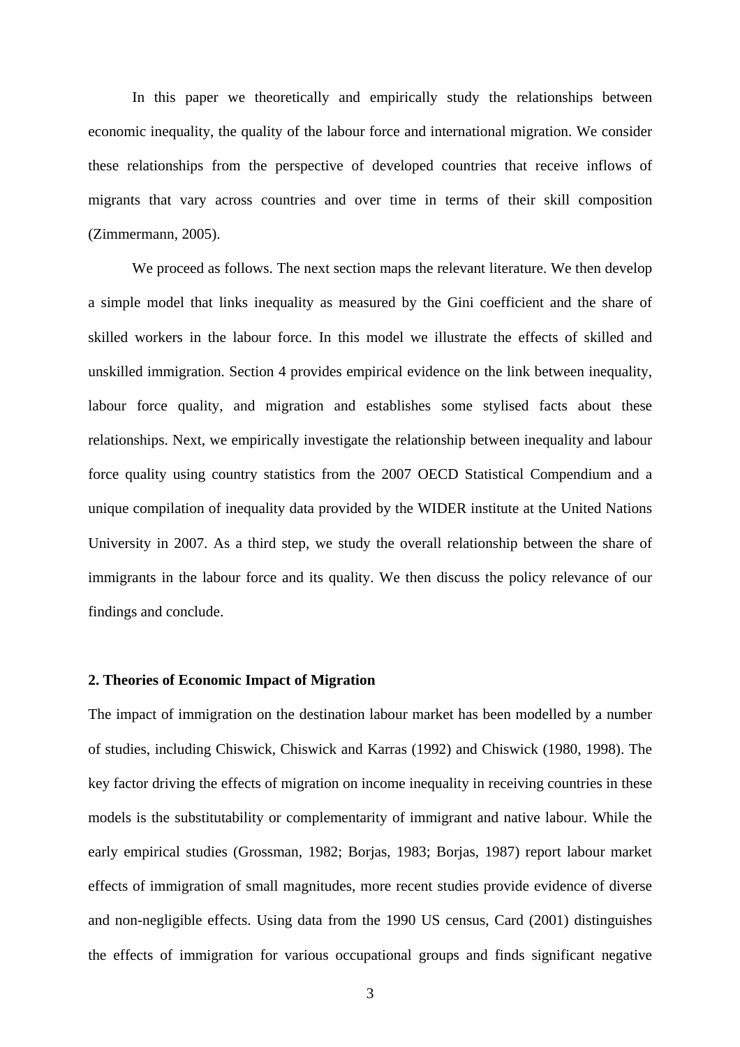In this paper we theoretically and empirically study the relationships between economic inequality, the quality of the labour force and international migration. We consider these relationships from the perspective of developed countries that receive inflows of migrants that vary across countries and over time in terms of their skill composition (Zimmermann, 2005).

We proceed as follows. The next section maps the relevant literature. We then develop a simple model that links inequality as measured by the Gini coefficient and the share of skilled workers in the labour force. In this model we illustrate the effects of skilled and unskilled immigration. Section 4 provides empirical evidence on the link between inequality, labour force quality, and migration and establishes some stylised facts about these relationships. Next, we empirically investigate the relationship between inequality and labour force quality using country statistics from the 2007 OECD Statistical Compendium and a unique compilation of inequality data provided by the WIDER institute at the United Nations University in 2007. As a third step, we study the overall relationship between the share of immigrants in the labour force and its quality. We then discuss the policy relevance of our findings and conclude.

## 2. Theories of Economic Impact of Migration

The impact of immigration on the destination labour market has been modelled by a number of studies, including Chiswick, Chiswick and Karras (1992) and Chiswick (1980, 1998). The key factor driving the effects of migration on income inequality in receiving countries in these models is the substitutability or complementarity of immigrant and native labour. While the early empirical studies (Grossman, 1982; Borjas, 1983; Borjas, 1987) report labour market effects of immigration of small magnitudes, more recent studies provide evidence of diverse and non-negligible effects. Using data from the 1990 US census, Card (2001) distinguishes the effects of immigration for various occupational groups and finds significant negative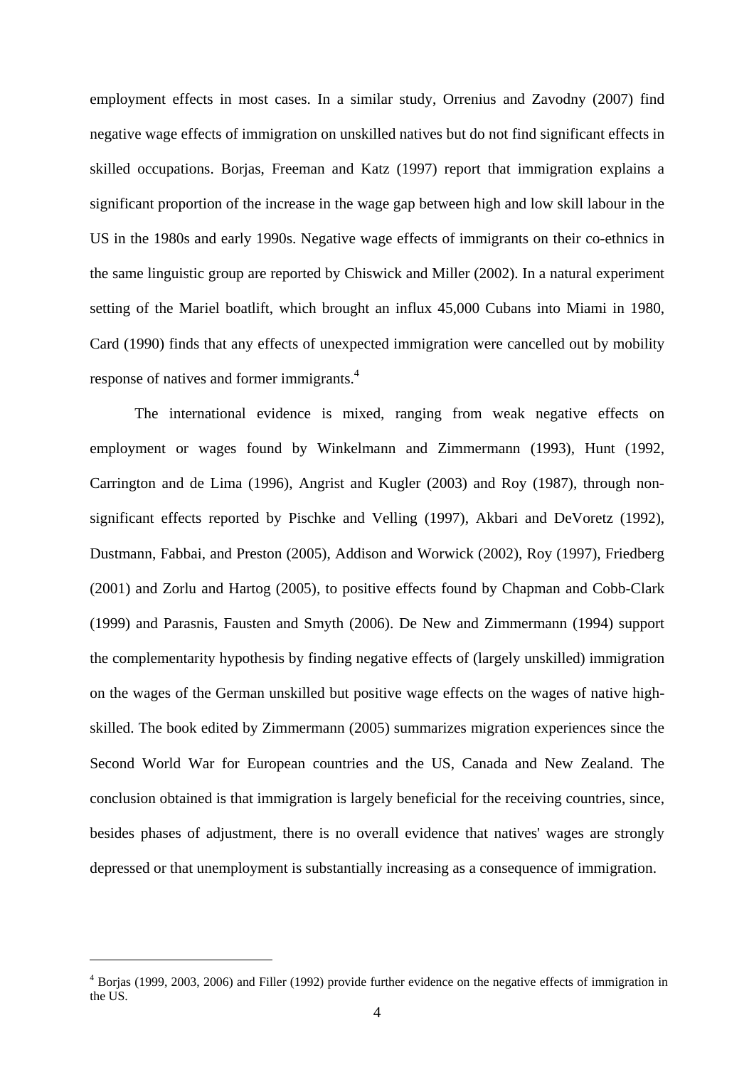employment effects in most cases. In a similar study, Orrenius and Zavodny (2007) find negative wage effects of immigration on unskilled natives but do not find significant effects in skilled occupations. Borjas, Freeman and Katz (1997) report that immigration explains a significant proportion of the increase in the wage gap between high and low skill labour in the US in the 1980s and early 1990s. Negative wage effects of immigrants on their co-ethnics in the same linguistic group are reported by Chiswick and Miller (2002). In a natural experiment setting of the Mariel boatlift, which brought an influx 45,000 Cubans into Miami in 1980, Card (1990) finds that any effects of unexpected immigration were cancelled out by mobility response of natives and former immigrants.[4]

The international evidence is mixed, ranging from weak negative effects on employment or wages found by Winkelmann and Zimmermann (1993), Hunt (1992, Carrington and de Lima (1996), Angrist and Kugler (2003) and Roy (1987), through non-significant effects reported by Pischke and Velling (1997), Akbari and DeVoretz (1992), Dustmann, Fabbai, and Preston (2005), Addison and Worwick (2002), Roy (1997), Friedberg (2001) and Zorlu and Hartog (2005), to positive effects found by Chapman and Cobb-Clark (1999) and Parasnis, Fausten and Smyth (2006). De New and Zimmermann (1994) support the complementarity hypothesis by finding negative effects of (largely unskilled) immigration on the wages of the German unskilled but positive wage effects on the wages of native high-skilled. The book edited by Zimmermann (2005) summarizes migration experiences since the Second World War for European countries and the US, Canada and New Zealand. The conclusion obtained is that immigration is largely beneficial for the receiving countries, since, besides phases of adjustment, there is no overall evidence that natives' wages are strongly depressed or that unemployment is substantially increasing as a consequence of immigration.

---

[4] Borjas (1999, 2003, 2006) and Filler (1992) provide further evidence on the negative effects of immigration in the US.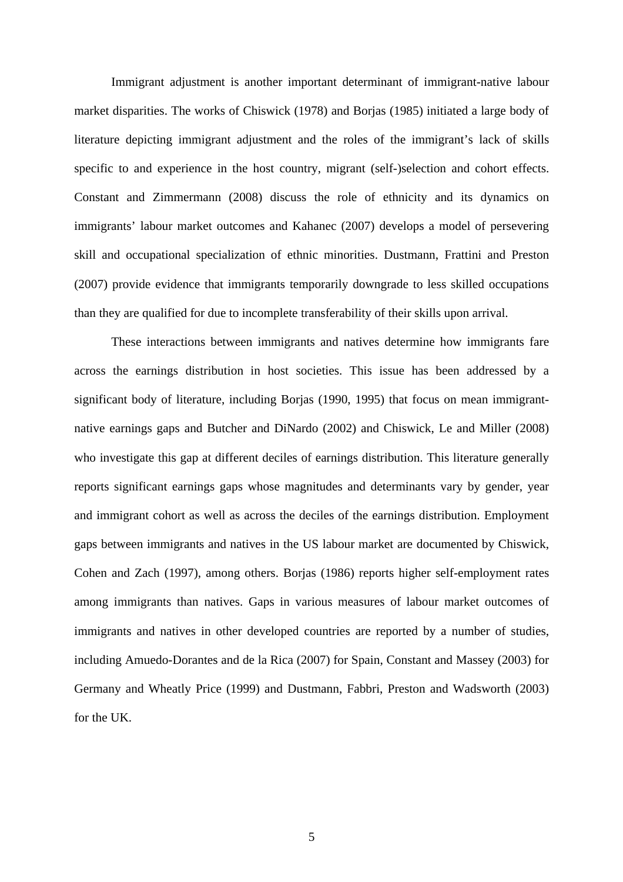Immigrant adjustment is another important determinant of immigrant-native labour market disparities. The works of Chiswick (1978) and Borjas (1985) initiated a large body of literature depicting immigrant adjustment and the roles of the immigrant's lack of skills specific to and experience in the host country, migrant (self-)selection and cohort effects. Constant and Zimmermann (2008) discuss the role of ethnicity and its dynamics on immigrants' labour market outcomes and Kahanec (2007) develops a model of persevering skill and occupational specialization of ethnic minorities. Dustmann, Frattini and Preston (2007) provide evidence that immigrants temporarily downgrade to less skilled occupations than they are qualified for due to incomplete transferability of their skills upon arrival.

These interactions between immigrants and natives determine how immigrants fare across the earnings distribution in host societies. This issue has been addressed by a significant body of literature, including Borjas (1990, 1995) that focus on mean immigrant-native earnings gaps and Butcher and DiNardo (2002) and Chiswick, Le and Miller (2008) who investigate this gap at different deciles of earnings distribution. This literature generally reports significant earnings gaps whose magnitudes and determinants vary by gender, year and immigrant cohort as well as across the deciles of the earnings distribution. Employment gaps between immigrants and natives in the US labour market are documented by Chiswick, Cohen and Zach (1997), among others. Borjas (1986) reports higher self-employment rates among immigrants than natives. Gaps in various measures of labour market outcomes of immigrants and natives in other developed countries are reported by a number of studies, including Amuedo-Dorantes and de la Rica (2007) for Spain, Constant and Massey (2003) for Germany and Wheatly Price (1999) and Dustmann, Fabbri, Preston and Wadsworth (2003) for the UK.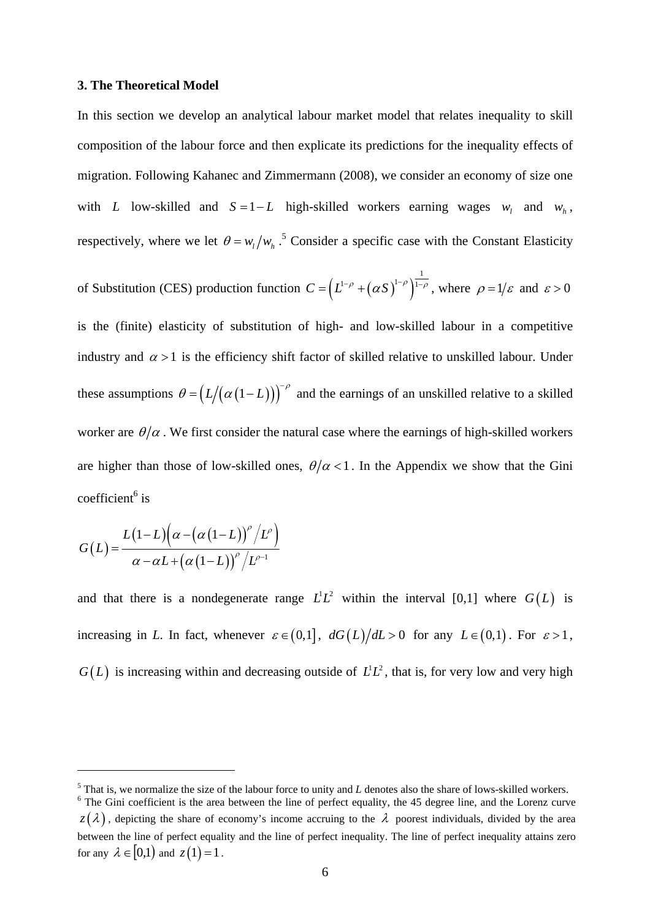### 3. The Theoretical Model

In this section we develop an analytical labour market model that relates inequality to skill composition of the labour force and then explicate its predictions for the inequality effects of migration. Following Kahanec and Zimmermann (2008), we consider an economy of size one with $L$ low-skilled and $S=1-L$ high-skilled workers earning wages $w_l$ and $w_h$, respectively, where we let $\theta = w_l/w_h$.[5] Consider a specific case with the Constant Elasticity of Substitution (CES) production function $C=\left(L^{1-\rho}+(\alpha S)^{1-\rho}\right)^{\frac{1}{1-\rho}}$, where $\rho = 1/\varepsilon$ and $\varepsilon > 0$ is the (finite) elasticity of substitution of high- and low-skilled labour in a competitive industry and $\alpha > 1$ is the efficiency shift factor of skilled relative to unskilled labour. Under these assumptions $\theta = \left(L/\left(\alpha(1-L)\right)\right)^{-\rho}$ and the earnings of an unskilled relative to a skilled worker are $\theta/\alpha$. We first consider the natural case where the earnings of high-skilled workers are higher than those of low-skilled ones, $\theta/\alpha < 1$. In the Appendix we show that the Gini coefficient[6] is

$$G(L)=\frac{L(1-L)\left(\alpha-\left(\alpha(1-L)\right)^{\rho}/L^{\rho}\right)}{\alpha-\alpha L+\left(\alpha(1-L)\right)^{\rho}/L^{\rho-1}}$$

and that there is a nondegenerate range $L^1L^2$ within the interval [0,1] where $G(L)$ is increasing in *L*. In fact, whenever $\varepsilon \in (0,1]$, $dG(L)/dL > 0$ for any $L \in (0,1)$. For $\varepsilon > 1$, $G(L)$ is increasing within and decreasing outside of $L^1L^2$, that is, for very low and very high

---

[5] That is, we normalize the size of the labour force to unity and *L* denotes also the share of lows-skilled workers.

[6] The Gini coefficient is the area between the line of perfect equality, the 45 degree line, and the Lorenz curve $z(\lambda)$, depicting the share of economy's income accruing to the $\lambda$ poorest individuals, divided by the area between the line of perfect equality and the line of perfect inequality. The line of perfect inequality attains zero for any $\lambda \in [0,1)$ and $z(1)=1$.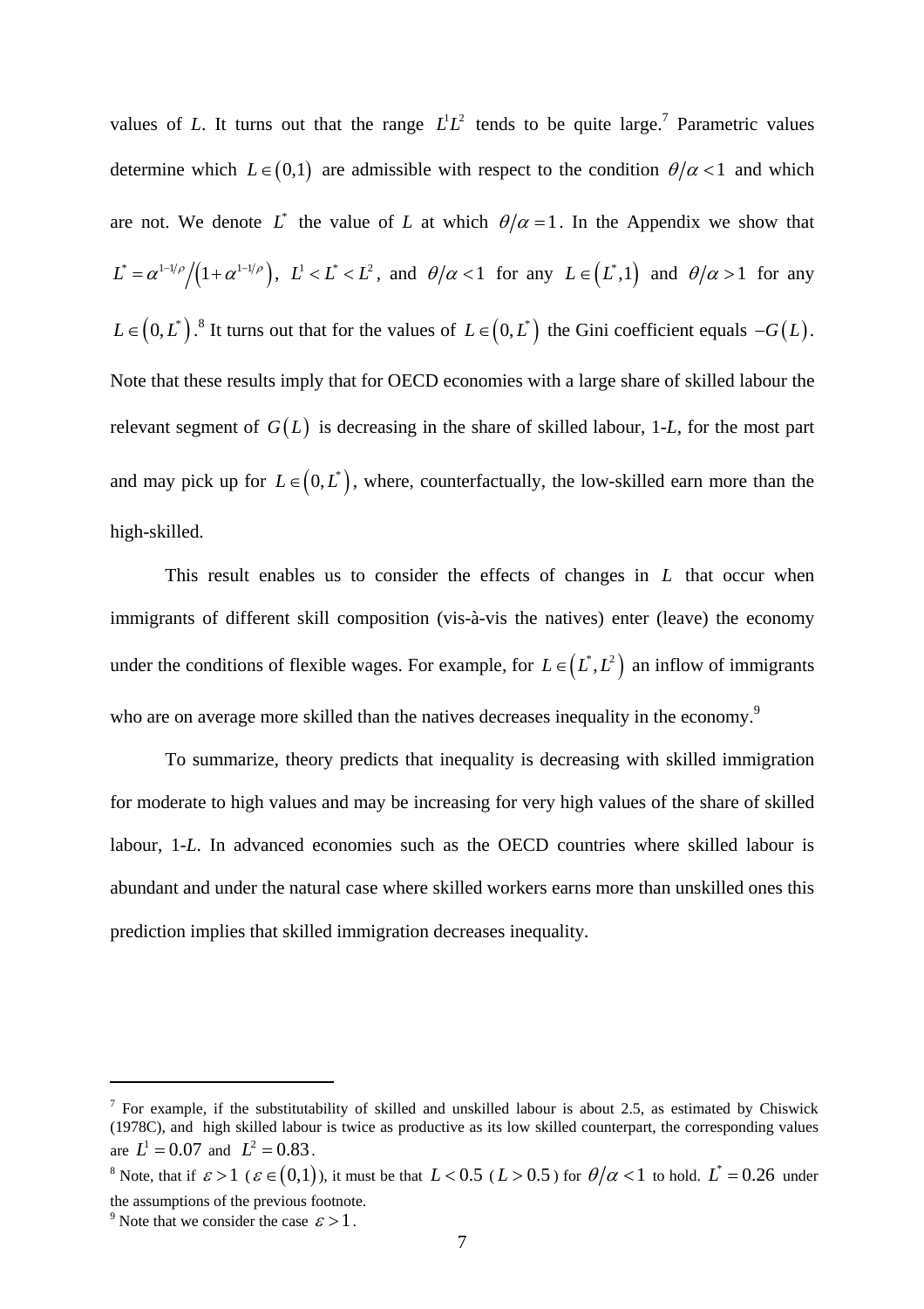values of *L*. It turns out that the range $L^1L^2$ tends to be quite large.[7] Parametric values determine which $L \in (0,1)$ are admissible with respect to the condition $\theta/\alpha < 1$ and which are not. We denote $L^*$ the value of *L* at which $\theta/\alpha = 1$. In the Appendix we show that $L^* = \alpha^{1-1/\rho}/(1+\alpha^{1-1/\rho})$, $L^1 < L^* < L^2$, and $\theta/\alpha < 1$ for any $L \in (L^*,1)$ and $\theta/\alpha > 1$ for any $L \in (0, L^*)$.[8] It turns out that for the values of $L \in (0, L^*)$ the Gini coefficient equals $-G(L)$. Note that these results imply that for OECD economies with a large share of skilled labour the relevant segment of $G(L)$ is decreasing in the share of skilled labour, 1-*L*, for the most part and may pick up for $L \in (0, L^*)$, where, counterfactually, the low-skilled earn more than the high-skilled.

This result enables us to consider the effects of changes in $L$ that occur when immigrants of different skill composition (vis-à-vis the natives) enter (leave) the economy under the conditions of flexible wages. For example, for $L \in (L^*, L^2)$ an inflow of immigrants who are on average more skilled than the natives decreases inequality in the economy.[9]

To summarize, theory predicts that inequality is decreasing with skilled immigration for moderate to high values and may be increasing for very high values of the share of skilled labour, 1-*L*. In advanced economies such as the OECD countries where skilled labour is abundant and under the natural case where skilled workers earns more than unskilled ones this prediction implies that skilled immigration decreases inequality.

---

[7] For example, if the substitutability of skilled and unskilled labour is about 2.5, as estimated by Chiswick (1978C), and high skilled labour is twice as productive as its low skilled counterpart, the corresponding values are $L^1 = 0.07$ and $L^2 = 0.83$.

[8] Note, that if $\varepsilon > 1$ ($\varepsilon \in (0,1)$), it must be that $L < 0.5$ ($L > 0.5$) for $\theta/\alpha < 1$ to hold. $L^* = 0.26$ under the assumptions of the previous footnote.

[9] Note that we consider the case $\varepsilon > 1$.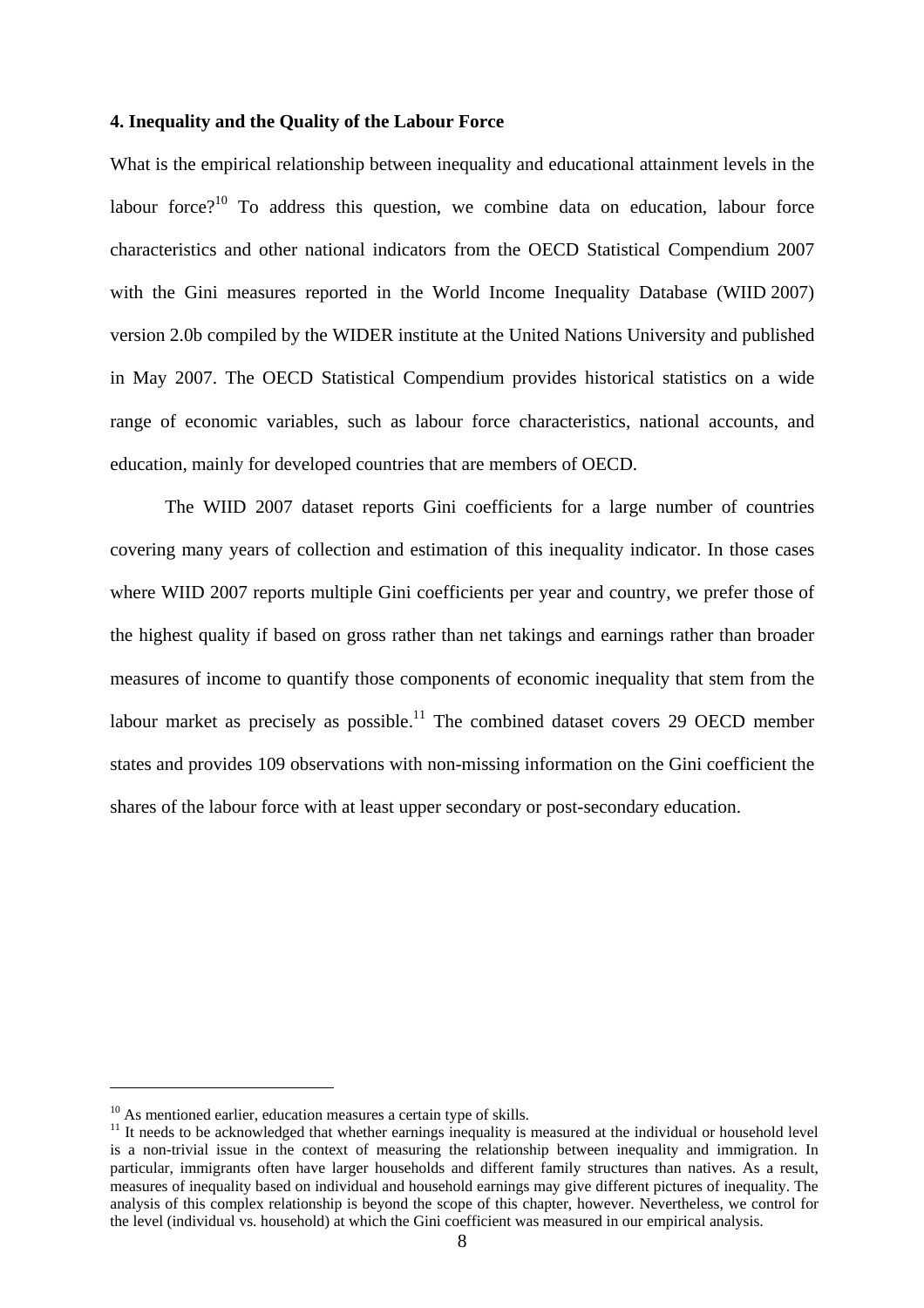**4. Inequality and the Quality of the Labour Force**

What is the empirical relationship between inequality and educational attainment levels in the labour force?[10] To address this question, we combine data on education, labour force characteristics and other national indicators from the OECD Statistical Compendium 2007 with the Gini measures reported in the World Income Inequality Database (WIID 2007) version 2.0b compiled by the WIDER institute at the United Nations University and published in May 2007. The OECD Statistical Compendium provides historical statistics on a wide range of economic variables, such as labour force characteristics, national accounts, and education, mainly for developed countries that are members of OECD.

The WIID 2007 dataset reports Gini coefficients for a large number of countries covering many years of collection and estimation of this inequality indicator. In those cases where WIID 2007 reports multiple Gini coefficients per year and country, we prefer those of the highest quality if based on gross rather than net takings and earnings rather than broader measures of income to quantify those components of economic inequality that stem from the labour market as precisely as possible.[11] The combined dataset covers 29 OECD member states and provides 109 observations with non-missing information on the Gini coefficient the shares of the labour force with at least upper secondary or post-secondary education.

[10] As mentioned earlier, education measures a certain type of skills.

[11] It needs to be acknowledged that whether earnings inequality is measured at the individual or household level is a non-trivial issue in the context of measuring the relationship between inequality and immigration. In particular, immigrants often have larger households and different family structures than natives. As a result, measures of inequality based on individual and household earnings may give different pictures of inequality. The analysis of this complex relationship is beyond the scope of this chapter, however. Nevertheless, we control for the level (individual vs. household) at which the Gini coefficient was measured in our empirical analysis.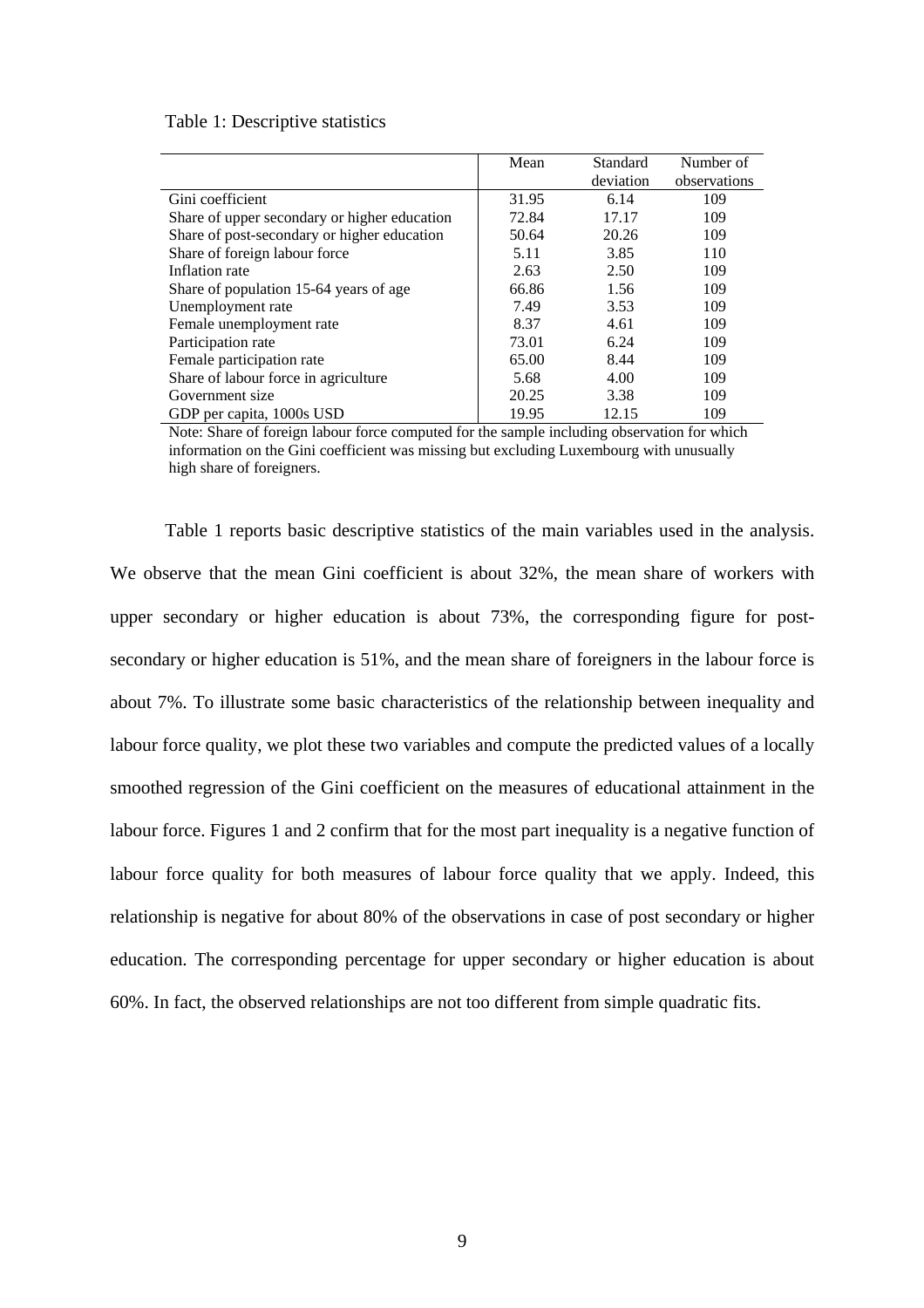Table 1: Descriptive statistics

| | Mean | Standard deviation | Number of observations |
|---|---|---|---|
| Gini coefficient | 31.95 | 6.14 | 109 |
| Share of upper secondary or higher education | 72.84 | 17.17 | 109 |
| Share of post-secondary or higher education | 50.64 | 20.26 | 109 |
| Share of foreign labour force | 5.11 | 3.85 | 110 |
| Inflation rate | 2.63 | 2.50 | 109 |
| Share of population 15-64 years of age | 66.86 | 1.56 | 109 |
| Unemployment rate | 7.49 | 3.53 | 109 |
| Female unemployment rate | 8.37 | 4.61 | 109 |
| Participation rate | 73.01 | 6.24 | 109 |
| Female participation rate | 65.00 | 8.44 | 109 |
| Share of labour force in agriculture | 5.68 | 4.00 | 109 |
| Government size | 20.25 | 3.38 | 109 |
| GDP per capita, 1000s USD | 19.95 | 12.15 | 109 |

Note: Share of foreign labour force computed for the sample including observation for which information on the Gini coefficient was missing but excluding Luxembourg with unusually high share of foreigners.

Table 1 reports basic descriptive statistics of the main variables used in the analysis. We observe that the mean Gini coefficient is about 32%, the mean share of workers with upper secondary or higher education is about 73%, the corresponding figure for post-secondary or higher education is 51%, and the mean share of foreigners in the labour force is about 7%. To illustrate some basic characteristics of the relationship between inequality and labour force quality, we plot these two variables and compute the predicted values of a locally smoothed regression of the Gini coefficient on the measures of educational attainment in the labour force. Figures 1 and 2 confirm that for the most part inequality is a negative function of labour force quality for both measures of labour force quality that we apply. Indeed, this relationship is negative for about 80% of the observations in case of post secondary or higher education. The corresponding percentage for upper secondary or higher education is about 60%. In fact, the observed relationships are not too different from simple quadratic fits.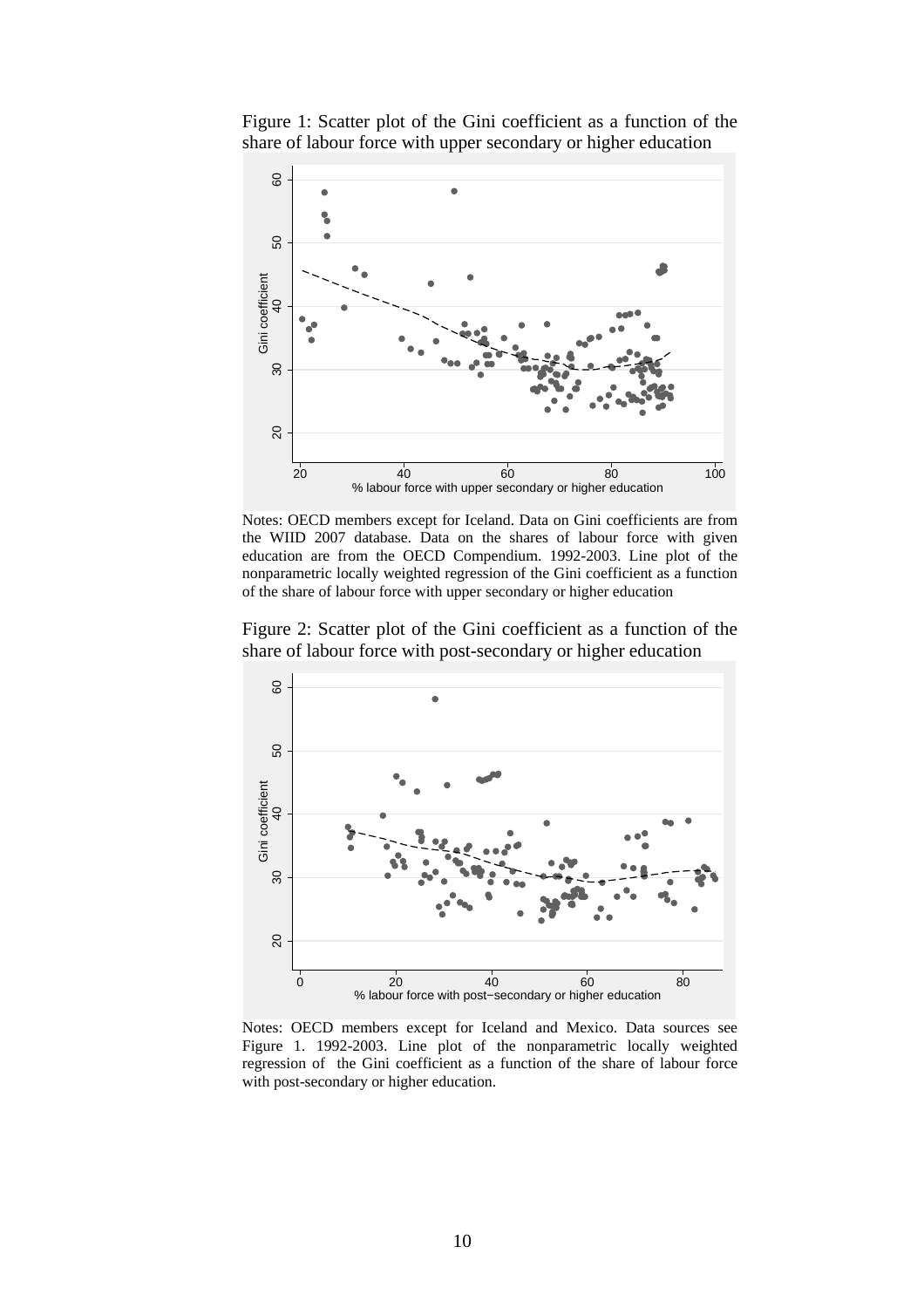Figure 1: Scatter plot of the Gini coefficient as a function of the share of labour force with upper secondary or higher education

Notes: OECD members except for Iceland. Data on Gini coefficients are from the WIID 2007 database. Data on the shares of labour force with given education are from the OECD Compendium. 1992-2003. Line plot of the nonparametric locally weighted regression of the Gini coefficient as a function of the share of labour force with upper secondary or higher education

Figure 2: Scatter plot of the Gini coefficient as a function of the share of labour force with post-secondary or higher education

Notes: OECD members except for Iceland and Mexico. Data sources see Figure 1. 1992-2003. Line plot of the nonparametric locally weighted regression of the Gini coefficient as a function of the share of labour force with post-secondary or higher education.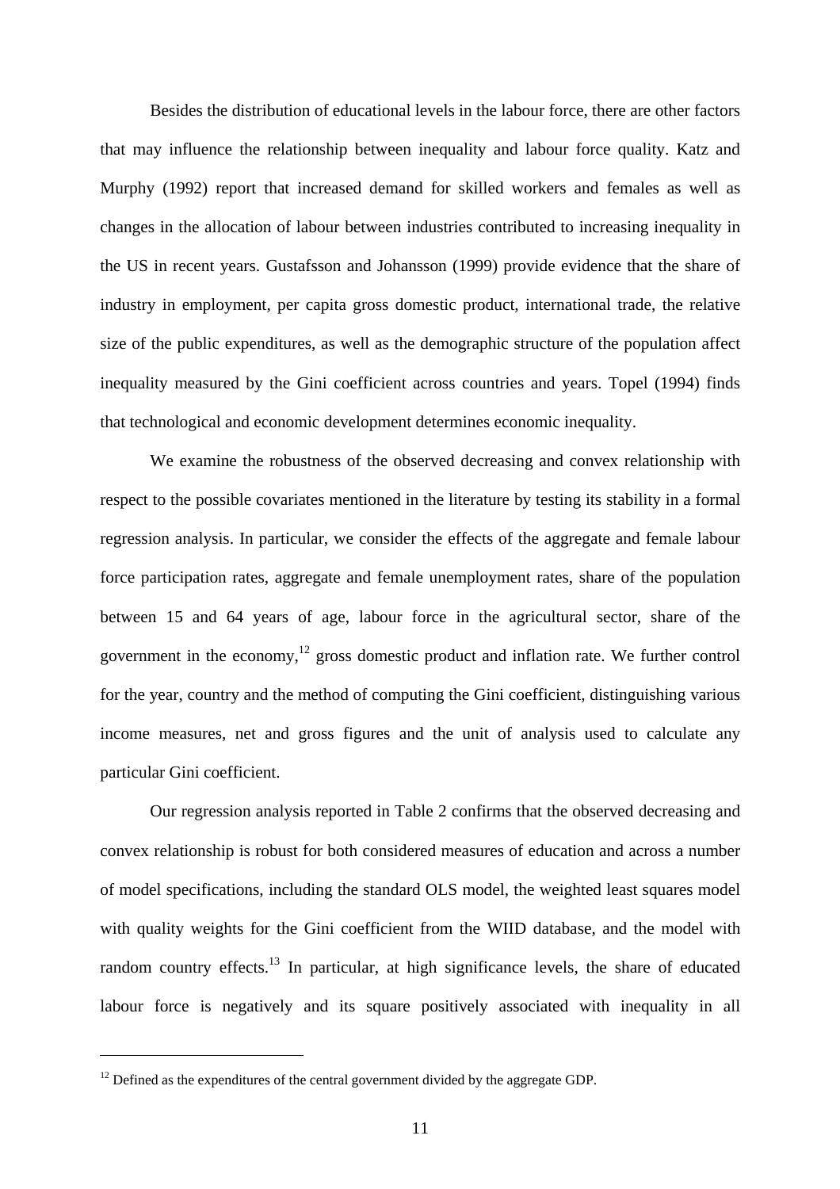Besides the distribution of educational levels in the labour force, there are other factors that may influence the relationship between inequality and labour force quality. Katz and Murphy (1992) report that increased demand for skilled workers and females as well as changes in the allocation of labour between industries contributed to increasing inequality in the US in recent years. Gustafsson and Johansson (1999) provide evidence that the share of industry in employment, per capita gross domestic product, international trade, the relative size of the public expenditures, as well as the demographic structure of the population affect inequality measured by the Gini coefficient across countries and years. Topel (1994) finds that technological and economic development determines economic inequality.

We examine the robustness of the observed decreasing and convex relationship with respect to the possible covariates mentioned in the literature by testing its stability in a formal regression analysis. In particular, we consider the effects of the aggregate and female labour force participation rates, aggregate and female unemployment rates, share of the population between 15 and 64 years of age, labour force in the agricultural sector, share of the government in the economy,[12] gross domestic product and inflation rate. We further control for the year, country and the method of computing the Gini coefficient, distinguishing various income measures, net and gross figures and the unit of analysis used to calculate any particular Gini coefficient.

Our regression analysis reported in Table 2 confirms that the observed decreasing and convex relationship is robust for both considered measures of education and across a number of model specifications, including the standard OLS model, the weighted least squares model with quality weights for the Gini coefficient from the WIID database, and the model with random country effects.[13] In particular, at high significance levels, the share of educated labour force is negatively and its square positively associated with inequality in all

[12] Defined as the expenditures of the central government divided by the aggregate GDP.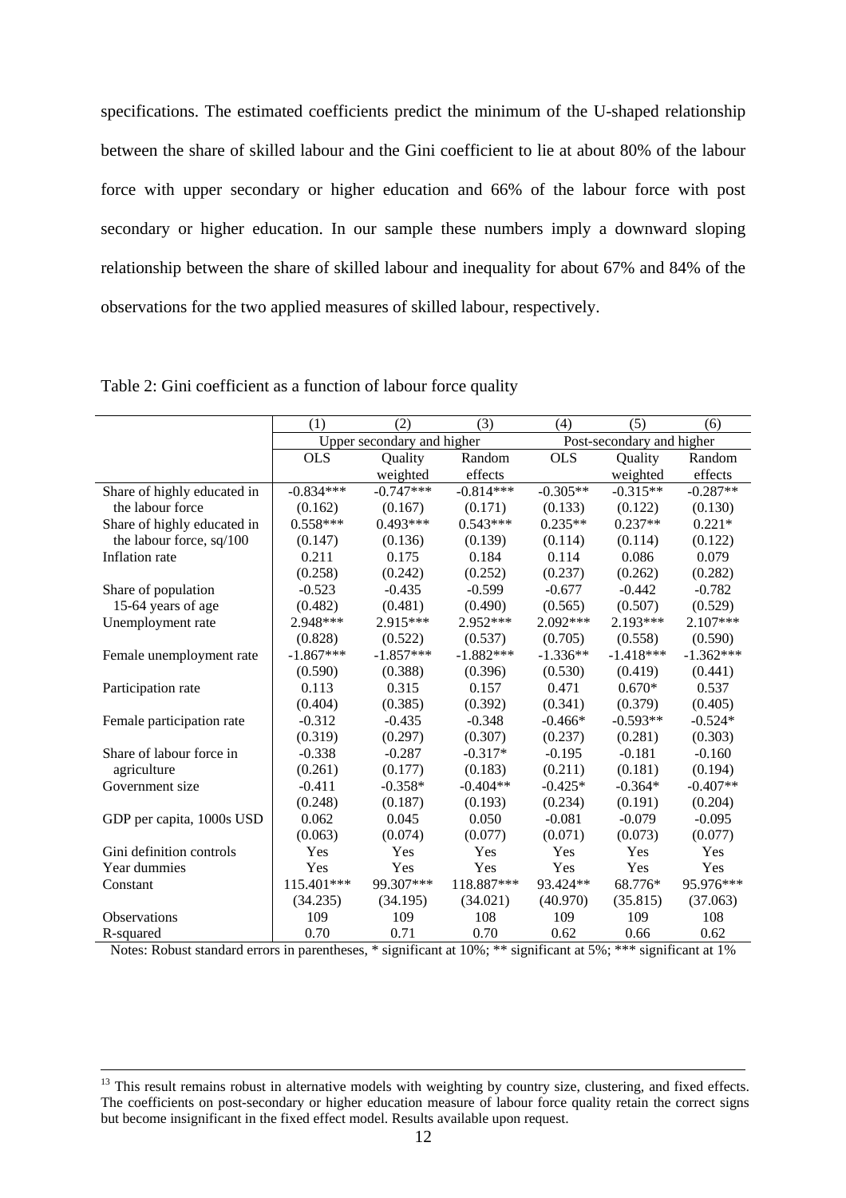specifications. The estimated coefficients predict the minimum of the U-shaped relationship between the share of skilled labour and the Gini coefficient to lie at about 80% of the labour force with upper secondary or higher education and 66% of the labour force with post secondary or higher education. In our sample these numbers imply a downward sloping relationship between the share of skilled labour and inequality for about 67% and 84% of the observations for the two applied measures of skilled labour, respectively.

Table 2: Gini coefficient as a function of labour force quality

| | (1) | (2) | (3) | (4) | (5) | (6) |
|---|---|---|---|---|---|---|
| | Upper secondary and higher | | | Post-secondary and higher | | |
| | OLS | Quality weighted | Random effects | OLS | Quality weighted | Random effects |
| Share of highly educated in the labour force | -0.834*** | -0.747*** | -0.814*** | -0.305** | -0.315** | -0.287** |
| | (0.162) | (0.167) | (0.171) | (0.133) | (0.122) | (0.130) |
| Share of highly educated in the labour force, sq/100 | 0.558*** | 0.493*** | 0.543*** | 0.235** | 0.237** | 0.221* |
| | (0.147) | (0.136) | (0.139) | (0.114) | (0.114) | (0.122) |
| Inflation rate | 0.211 | 0.175 | 0.184 | 0.114 | 0.086 | 0.079 |
| | (0.258) | (0.242) | (0.252) | (0.237) | (0.262) | (0.282) |
| Share of population 15-64 years of age | -0.523 | -0.435 | -0.599 | -0.677 | -0.442 | -0.782 |
| | (0.482) | (0.481) | (0.490) | (0.565) | (0.507) | (0.529) |
| Unemployment rate | 2.948*** | 2.915*** | 2.952*** | 2.092*** | 2.193*** | 2.107*** |
| | (0.828) | (0.522) | (0.537) | (0.705) | (0.558) | (0.590) |
| Female unemployment rate | -1.867*** | -1.857*** | -1.882*** | -1.336** | -1.418*** | -1.362*** |
| | (0.590) | (0.388) | (0.396) | (0.530) | (0.419) | (0.441) |
| Participation rate | 0.113 | 0.315 | 0.157 | 0.471 | 0.670* | 0.537 |
| | (0.404) | (0.385) | (0.392) | (0.341) | (0.379) | (0.405) |
| Female participation rate | -0.312 | -0.435 | -0.348 | -0.466* | -0.593** | -0.524* |
| | (0.319) | (0.297) | (0.307) | (0.237) | (0.281) | (0.303) |
| Share of labour force in agriculture | -0.338 | -0.287 | -0.317* | -0.195 | -0.181 | -0.160 |
| | (0.261) | (0.177) | (0.183) | (0.211) | (0.181) | (0.194) |
| Government size | -0.411 | -0.358* | -0.404** | -0.425* | -0.364* | -0.407** |
| | (0.248) | (0.187) | (0.193) | (0.234) | (0.191) | (0.204) |
| GDP per capita, 1000s USD | 0.062 | 0.045 | 0.050 | -0.081 | -0.079 | -0.095 |
| | (0.063) | (0.074) | (0.077) | (0.071) | (0.073) | (0.077) |
| Gini definition controls | Yes | Yes | Yes | Yes | Yes | Yes |
| Year dummies | Yes | Yes | Yes | Yes | Yes | Yes |
| Constant | 115.401*** | 99.307*** | 118.887*** | 93.424** | 68.776* | 95.976*** |
| | (34.235) | (34.195) | (34.021) | (40.970) | (35.815) | (37.063) |
| Observations | 109 | 109 | 108 | 109 | 109 | 108 |
| R-squared | 0.70 | 0.71 | 0.70 | 0.62 | 0.66 | 0.62 |

Notes: Robust standard errors in parentheses, * significant at 10%; ** significant at 5%; *** significant at 1%

[13] This result remains robust in alternative models with weighting by country size, clustering, and fixed effects. The coefficients on post-secondary or higher education measure of labour force quality retain the correct signs but become insignificant in the fixed effect model. Results available upon request.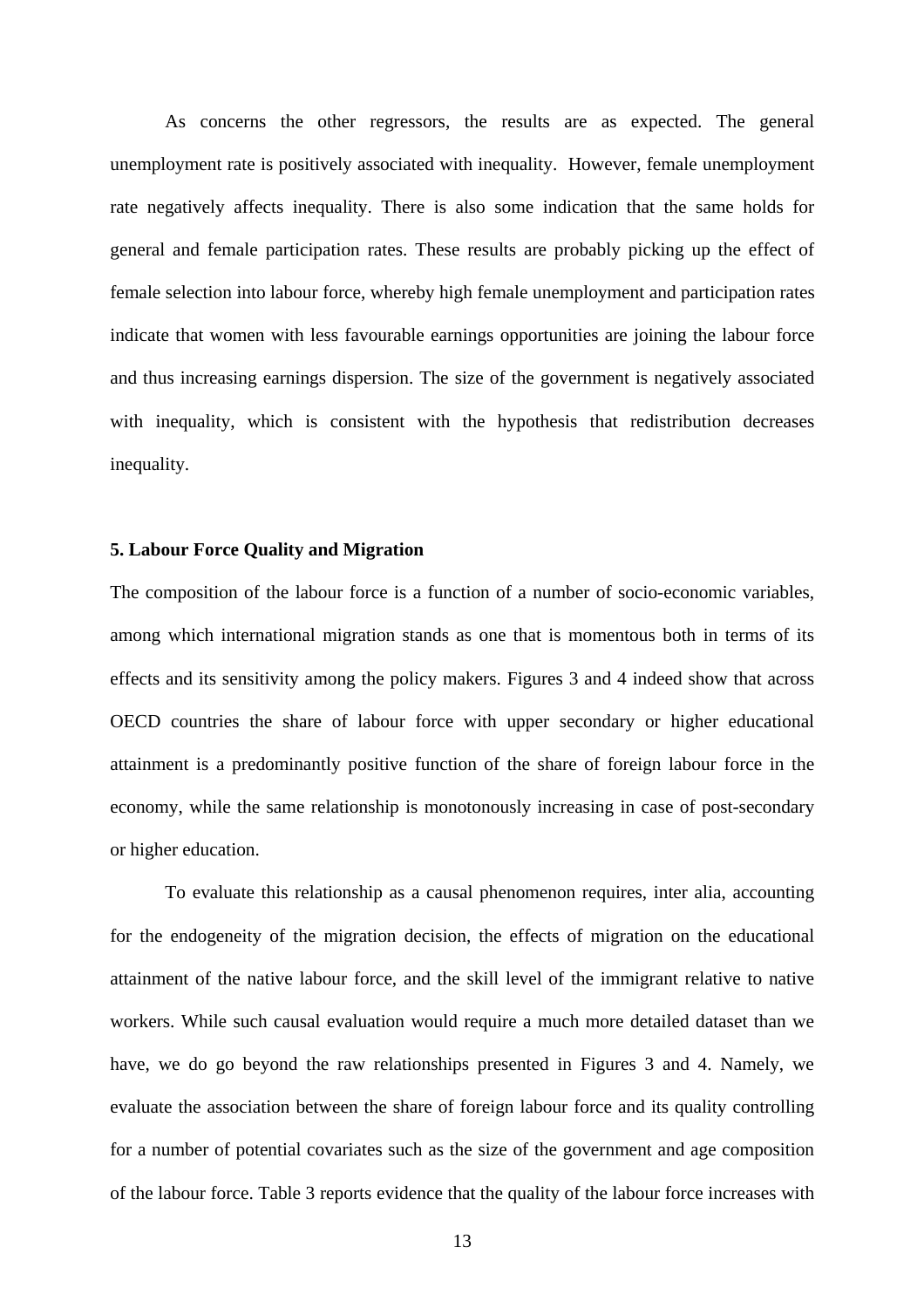As concerns the other regressors, the results are as expected. The general unemployment rate is positively associated with inequality. However, female unemployment rate negatively affects inequality. There is also some indication that the same holds for general and female participation rates. These results are probably picking up the effect of female selection into labour force, whereby high female unemployment and participation rates indicate that women with less favourable earnings opportunities are joining the labour force and thus increasing earnings dispersion. The size of the government is negatively associated with inequality, which is consistent with the hypothesis that redistribution decreases inequality.

**5. Labour Force Quality and Migration**

The composition of the labour force is a function of a number of socio-economic variables, among which international migration stands as one that is momentous both in terms of its effects and its sensitivity among the policy makers. Figures 3 and 4 indeed show that across OECD countries the share of labour force with upper secondary or higher educational attainment is a predominantly positive function of the share of foreign labour force in the economy, while the same relationship is monotonously increasing in case of post-secondary or higher education.

To evaluate this relationship as a causal phenomenon requires, inter alia, accounting for the endogeneity of the migration decision, the effects of migration on the educational attainment of the native labour force, and the skill level of the immigrant relative to native workers. While such causal evaluation would require a much more detailed dataset than we have, we do go beyond the raw relationships presented in Figures 3 and 4. Namely, we evaluate the association between the share of foreign labour force and its quality controlling for a number of potential covariates such as the size of the government and age composition of the labour force. Table 3 reports evidence that the quality of the labour force increases with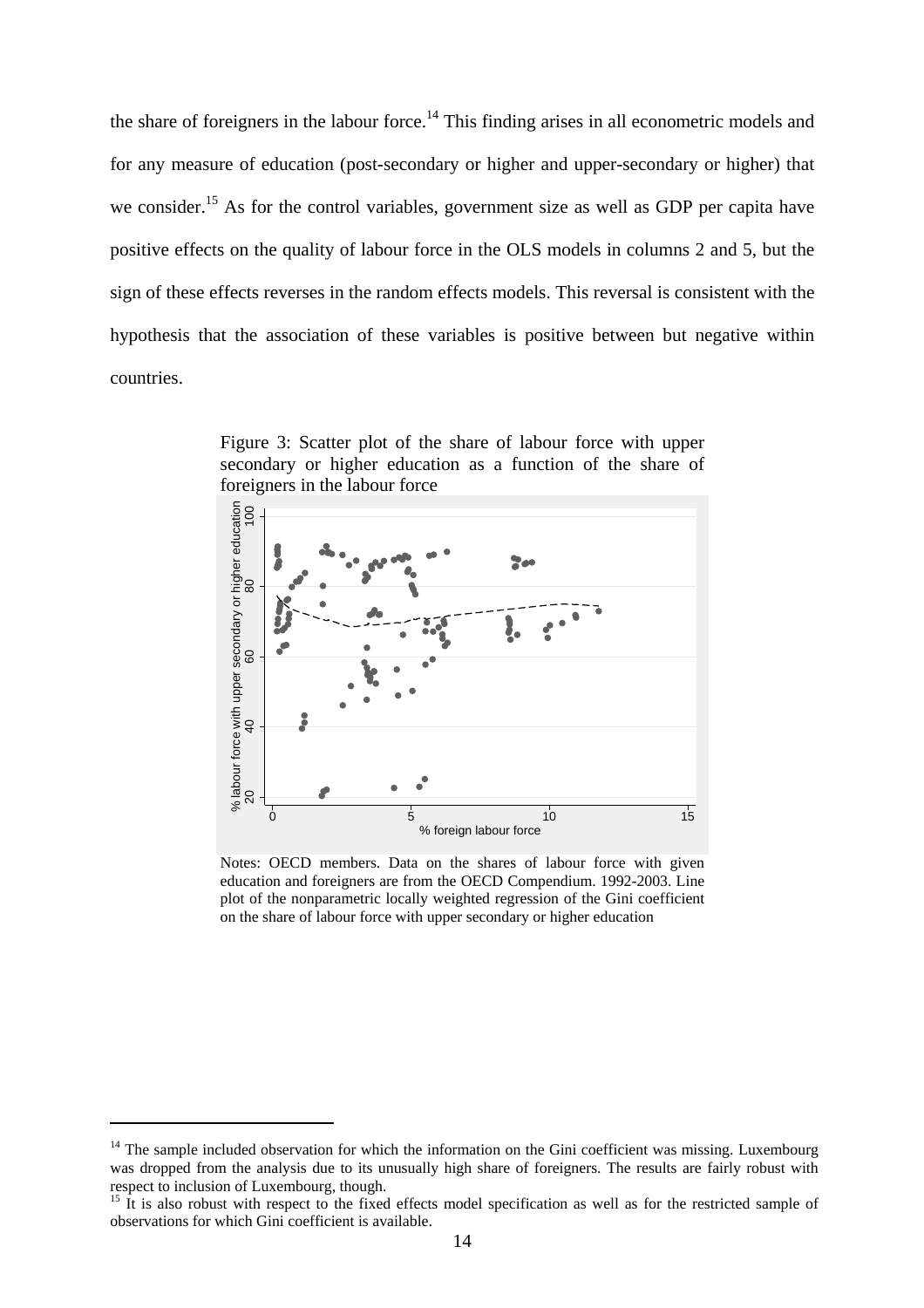the share of foreigners in the labour force.[14] This finding arises in all econometric models and for any measure of education (post-secondary or higher and upper-secondary or higher) that we consider.[15] As for the control variables, government size as well as GDP per capita have positive effects on the quality of labour force in the OLS models in columns 2 and 5, but the sign of these effects reverses in the random effects models. This reversal is consistent with the hypothesis that the association of these variables is positive between but negative within countries.

Figure 3: Scatter plot of the share of labour force with upper secondary or higher education as a function of the share of foreigners in the labour force

Notes: OECD members. Data on the shares of labour force with given education and foreigners are from the OECD Compendium. 1992-2003. Line plot of the nonparametric locally weighted regression of the Gini coefficient on the share of labour force with upper secondary or higher education

[14] The sample included observation for which the information on the Gini coefficient was missing. Luxembourg was dropped from the analysis due to its unusually high share of foreigners. The results are fairly robust with respect to inclusion of Luxembourg, though.

[15] It is also robust with respect to the fixed effects model specification as well as for the restricted sample of observations for which Gini coefficient is available.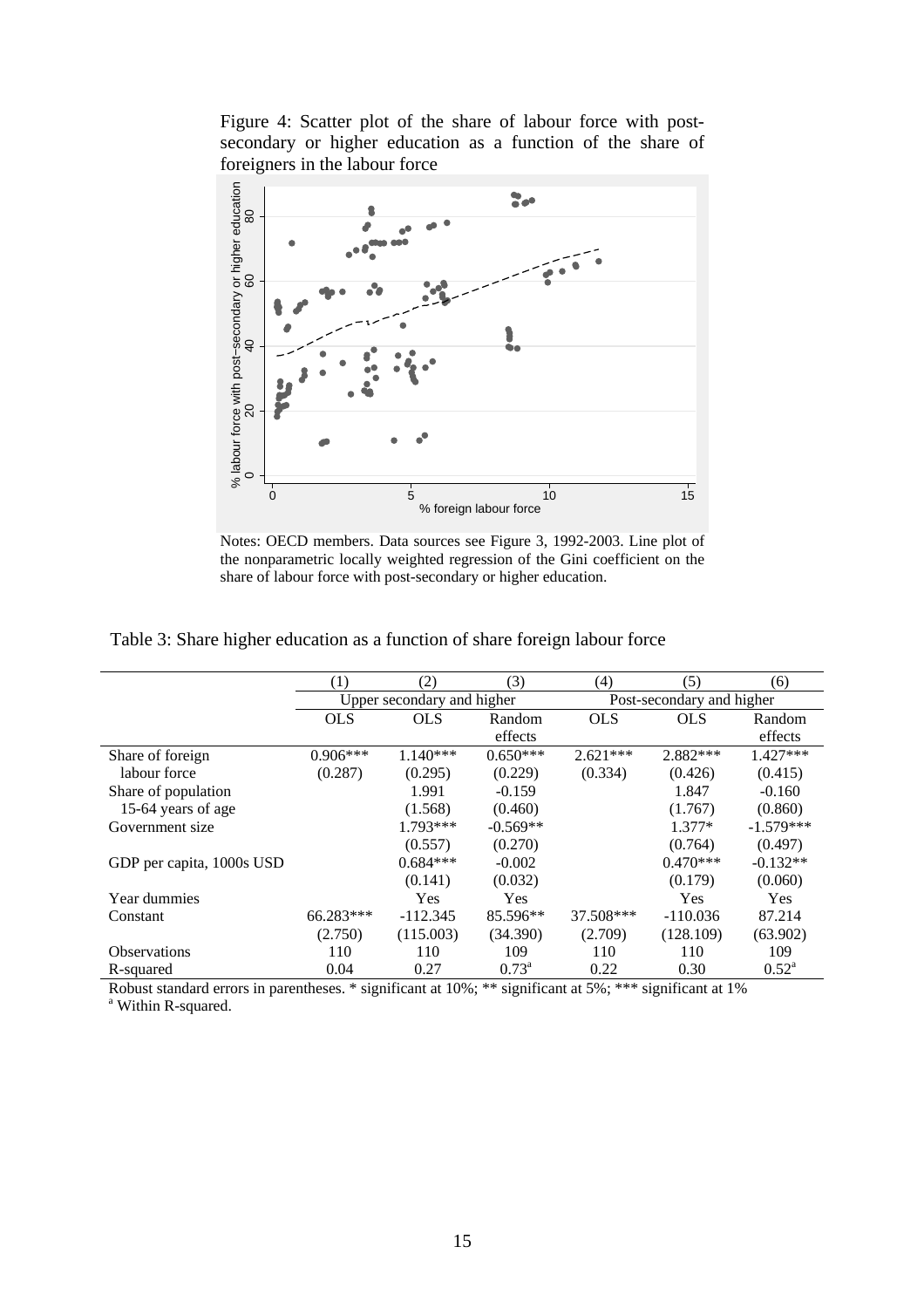Figure 4: Scatter plot of the share of labour force with post-secondary or higher education as a function of the share of foreigners in the labour force

Notes: OECD members. Data sources see Figure 3, 1992-2003. Line plot of the nonparametric locally weighted regression of the Gini coefficient on the share of labour force with post-secondary or higher education.

Table 3: Share higher education as a function of share foreign labour force

| | (1) | (2) | (3) | (4) | (5) | (6) |
|---|---|---|---|---|---|---|
| | Upper secondary and higher | | | Post-secondary and higher | | |
| | OLS | OLS | Random effects | OLS | OLS | Random effects |
| Share of foreign labour force | 0.906*** | 1.140*** | 0.650*** | 2.621*** | 2.882*** | 1.427*** |
| | (0.287) | (0.295) | (0.229) | (0.334) | (0.426) | (0.415) |
| Share of population 15-64 years of age | | 1.991 | -0.159 | | 1.847 | -0.160 |
| | | (1.568) | (0.460) | | (1.767) | (0.860) |
| Government size | | 1.793*** | -0.569** | | 1.377* | -1.579*** |
| | | (0.557) | (0.270) | | (0.764) | (0.497) |
| GDP per capita, 1000s USD | | 0.684*** | -0.002 | | 0.470*** | -0.132** |
| | | (0.141) | (0.032) | | (0.179) | (0.060) |
| Year dummies | | Yes | Yes | | Yes | Yes |
| Constant | 66.283*** | -112.345 | 85.596** | 37.508*** | -110.036 | 87.214 |
| | (2.750) | (115.003) | (34.390) | (2.709) | (128.109) | (63.902) |
| Observations | 110 | 110 | 109 | 110 | 110 | 109 |
| R-squared | 0.04 | 0.27 | 0.73[a] | 0.22 | 0.30 | 0.52[a] |

Robust standard errors in parentheses. * significant at 10%; ** significant at 5%; *** significant at 1%
[a] Within R-squared.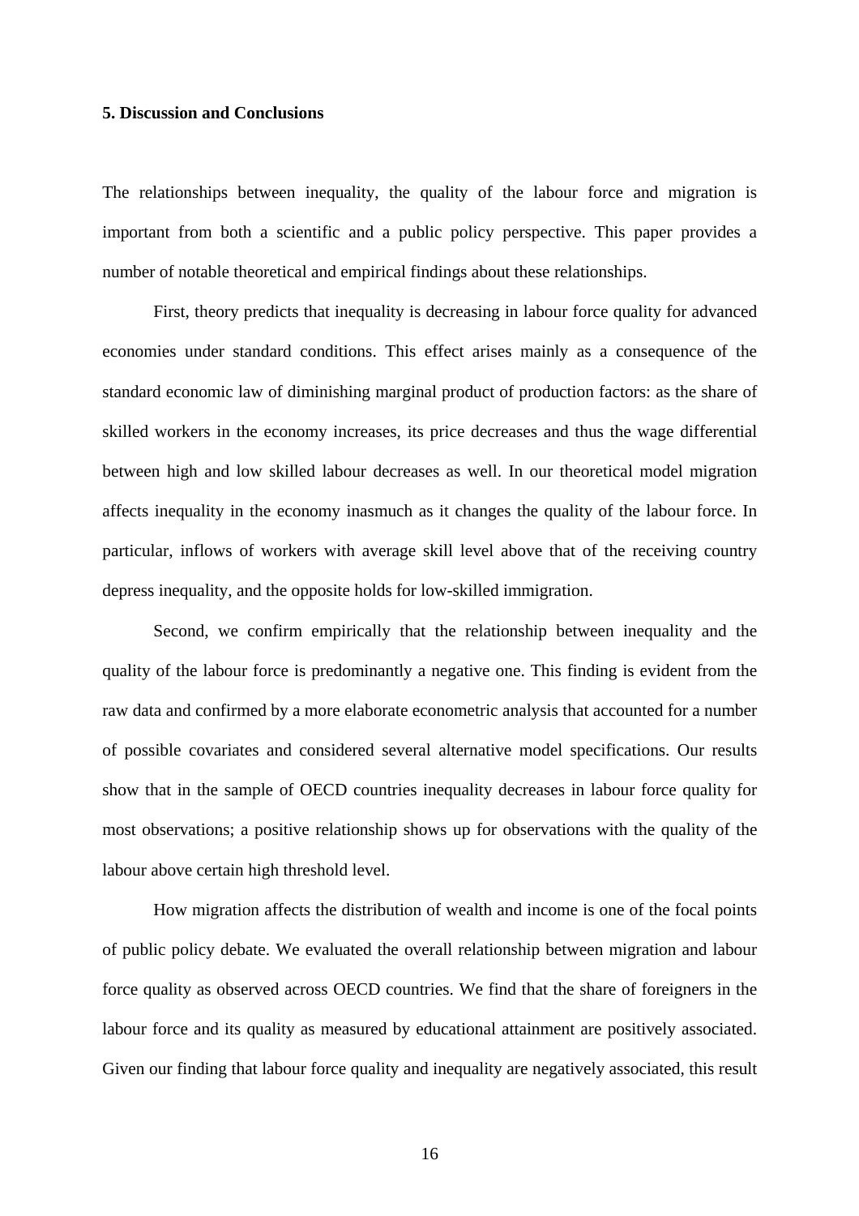### 5. Discussion and Conclusions

The relationships between inequality, the quality of the labour force and migration is important from both a scientific and a public policy perspective. This paper provides a number of notable theoretical and empirical findings about these relationships.

First, theory predicts that inequality is decreasing in labour force quality for advanced economies under standard conditions. This effect arises mainly as a consequence of the standard economic law of diminishing marginal product of production factors: as the share of skilled workers in the economy increases, its price decreases and thus the wage differential between high and low skilled labour decreases as well. In our theoretical model migration affects inequality in the economy inasmuch as it changes the quality of the labour force. In particular, inflows of workers with average skill level above that of the receiving country depress inequality, and the opposite holds for low-skilled immigration.

Second, we confirm empirically that the relationship between inequality and the quality of the labour force is predominantly a negative one. This finding is evident from the raw data and confirmed by a more elaborate econometric analysis that accounted for a number of possible covariates and considered several alternative model specifications. Our results show that in the sample of OECD countries inequality decreases in labour force quality for most observations; a positive relationship shows up for observations with the quality of the labour above certain high threshold level.

How migration affects the distribution of wealth and income is one of the focal points of public policy debate. We evaluated the overall relationship between migration and labour force quality as observed across OECD countries. We find that the share of foreigners in the labour force and its quality as measured by educational attainment are positively associated. Given our finding that labour force quality and inequality are negatively associated, this result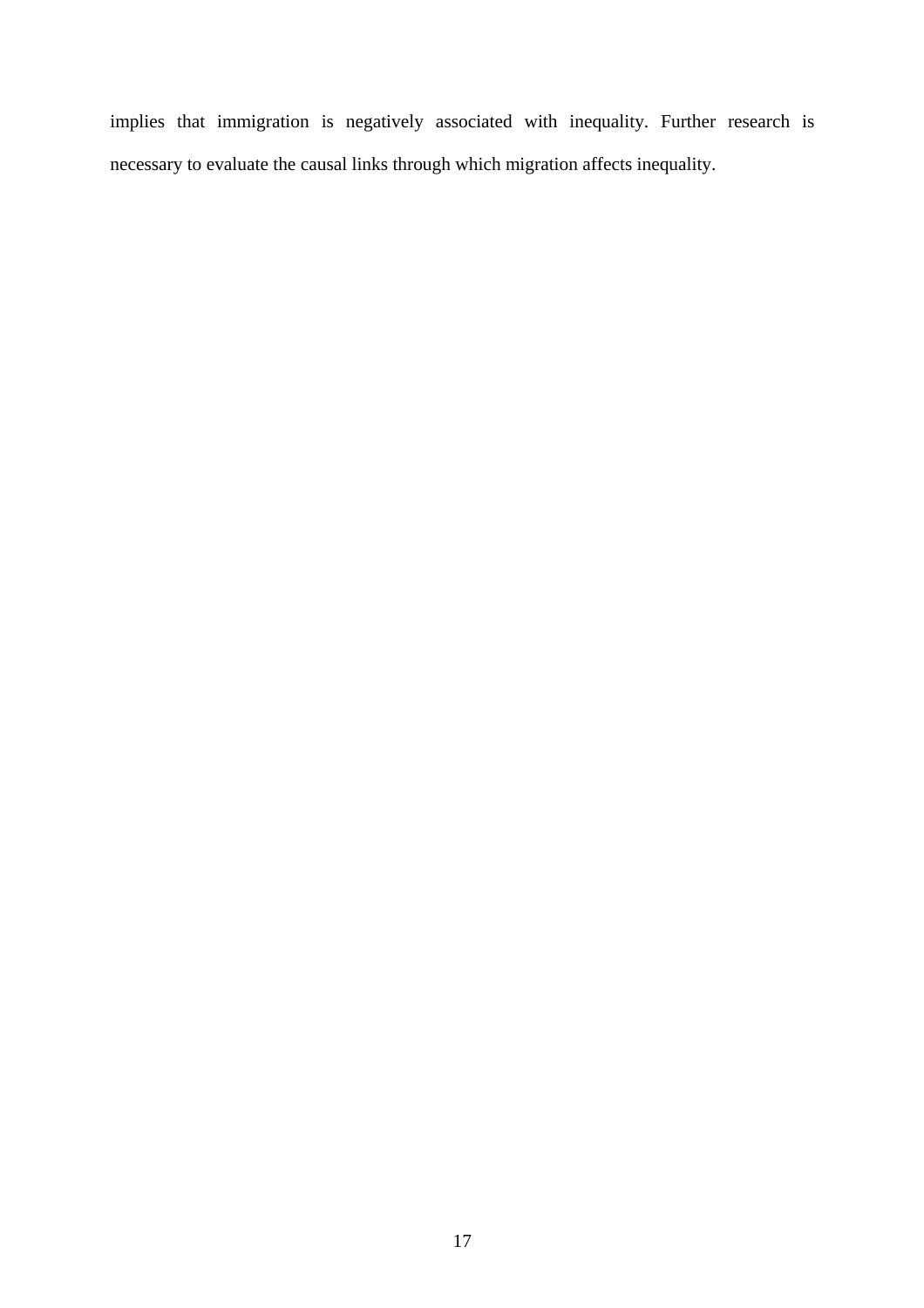implies that immigration is negatively associated with inequality. Further research is necessary to evaluate the causal links through which migration affects inequality.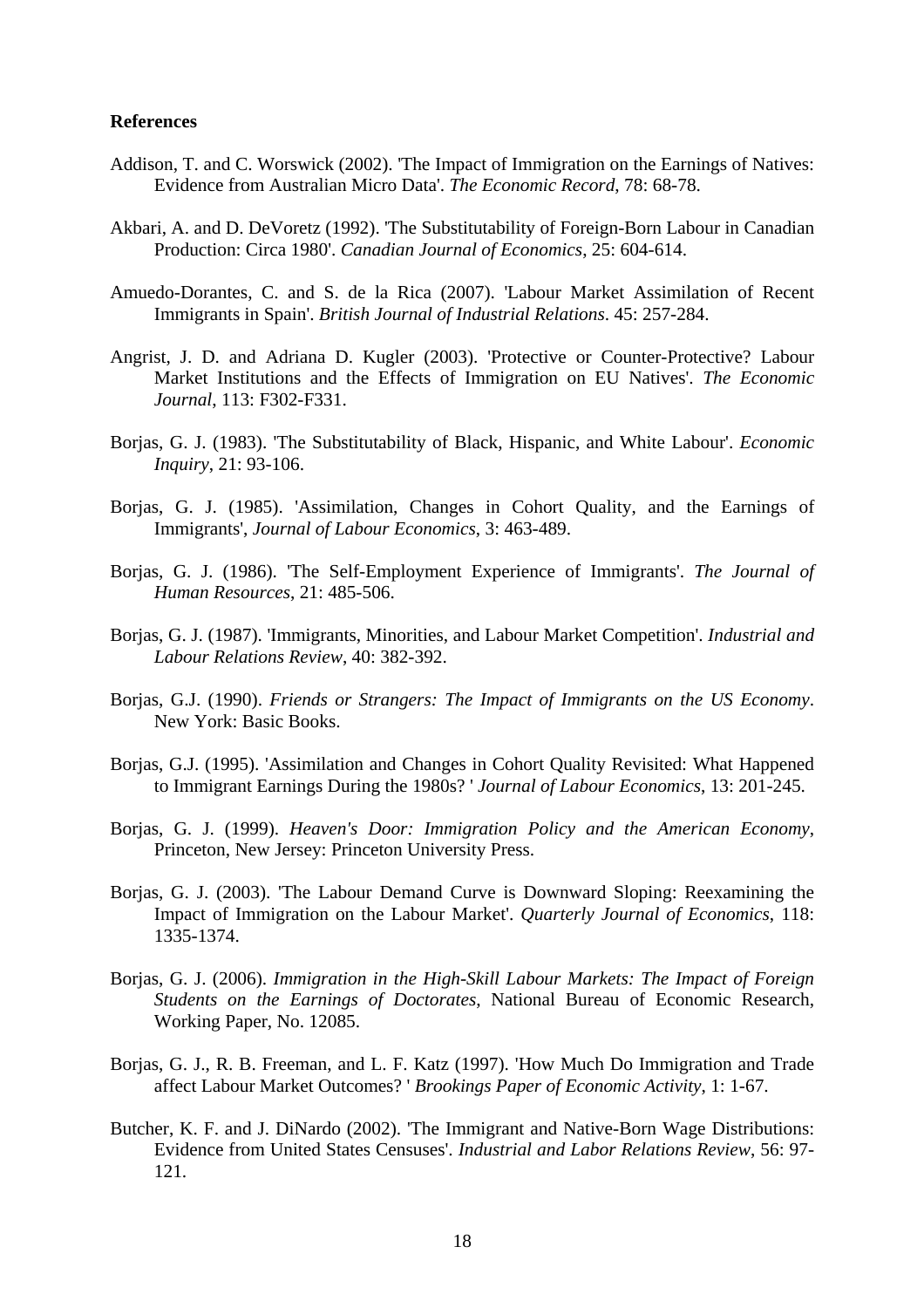**References**

Addison, T. and C. Worswick (2002). 'The Impact of Immigration on the Earnings of Natives: Evidence from Australian Micro Data'. *The Economic Record*, 78: 68-78.

Akbari, A. and D. DeVoretz (1992). 'The Substitutability of Foreign-Born Labour in Canadian Production: Circa 1980'. *Canadian Journal of Economics*, 25: 604-614.

Amuedo-Dorantes, C. and S. de la Rica (2007). 'Labour Market Assimilation of Recent Immigrants in Spain'. *British Journal of Industrial Relations*. 45: 257-284.

Angrist, J. D. and Adriana D. Kugler (2003). 'Protective or Counter-Protective? Labour Market Institutions and the Effects of Immigration on EU Natives'. *The Economic Journal*, 113: F302-F331.

Borjas, G. J. (1983). 'The Substitutability of Black, Hispanic, and White Labour'. *Economic Inquiry*, 21: 93-106.

Borjas, G. J. (1985). 'Assimilation, Changes in Cohort Quality, and the Earnings of Immigrants', *Journal of Labour Economics*, 3: 463-489.

Borjas, G. J. (1986). 'The Self-Employment Experience of Immigrants'. *The Journal of Human Resources*, 21: 485-506.

Borjas, G. J. (1987). 'Immigrants, Minorities, and Labour Market Competition'. *Industrial and Labour Relations Review*, 40: 382-392.

Borjas, G.J. (1990). *Friends or Strangers: The Impact of Immigrants on the US Economy*. New York: Basic Books.

Borjas, G.J. (1995). 'Assimilation and Changes in Cohort Quality Revisited: What Happened to Immigrant Earnings During the 1980s? ' *Journal of Labour Economics*, 13: 201-245.

Borjas, G. J. (1999). *Heaven's Door: Immigration Policy and the American Economy*, Princeton, New Jersey: Princeton University Press.

Borjas, G. J. (2003). 'The Labour Demand Curve is Downward Sloping: Reexamining the Impact of Immigration on the Labour Market'. *Quarterly Journal of Economics*, 118: 1335-1374.

Borjas, G. J. (2006). *Immigration in the High-Skill Labour Markets: The Impact of Foreign Students on the Earnings of Doctorates*, National Bureau of Economic Research, Working Paper, No. 12085.

Borjas, G. J., R. B. Freeman, and L. F. Katz (1997). 'How Much Do Immigration and Trade affect Labour Market Outcomes? ' *Brookings Paper of Economic Activity*, 1: 1-67.

Butcher, K. F. and J. DiNardo (2002). 'The Immigrant and Native-Born Wage Distributions: Evidence from United States Censuses'. *Industrial and Labor Relations Review*, 56: 97-121.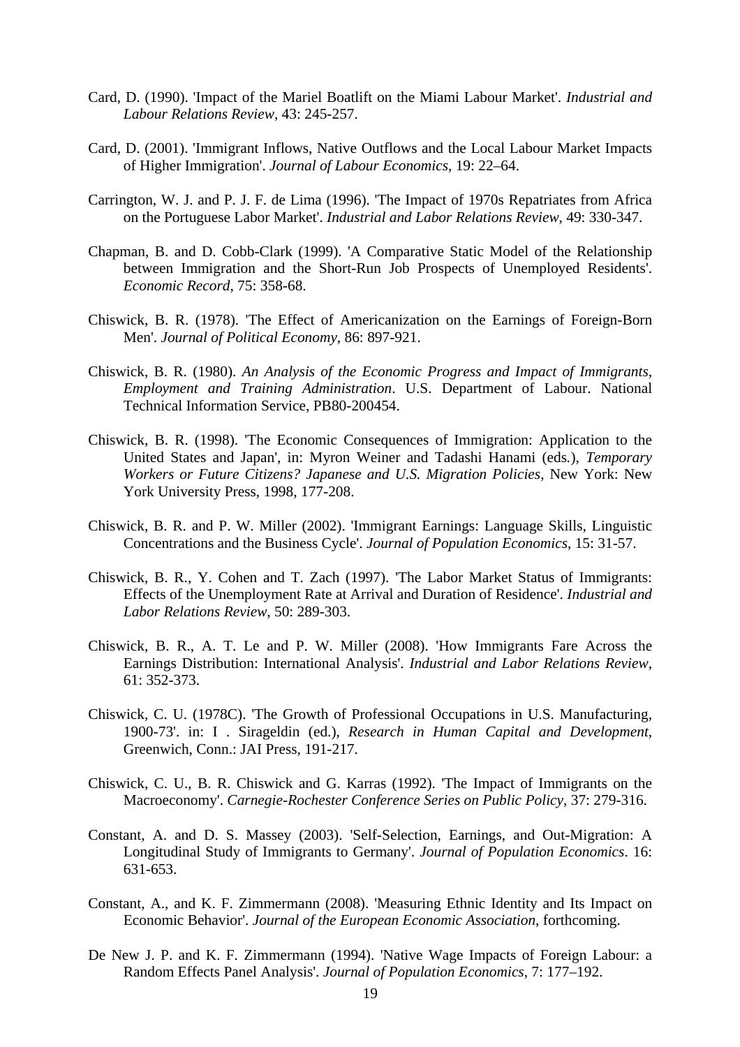Card, D. (1990). 'Impact of the Mariel Boatlift on the Miami Labour Market'. *Industrial and Labour Relations Review*, 43: 245-257.

Card, D. (2001). 'Immigrant Inflows, Native Outflows and the Local Labour Market Impacts of Higher Immigration'. *Journal of Labour Economics*, 19: 22–64.

Carrington, W. J. and P. J. F. de Lima (1996). 'The Impact of 1970s Repatriates from Africa on the Portuguese Labor Market'. *Industrial and Labor Relations Review*, 49: 330-347.

Chapman, B. and D. Cobb-Clark (1999). 'A Comparative Static Model of the Relationship between Immigration and the Short-Run Job Prospects of Unemployed Residents'. *Economic Record*, 75: 358-68.

Chiswick, B. R. (1978). 'The Effect of Americanization on the Earnings of Foreign-Born Men'. *Journal of Political Economy*, 86: 897-921.

Chiswick, B. R. (1980). *An Analysis of the Economic Progress and Impact of Immigrants, Employment and Training Administration*. U.S. Department of Labour. National Technical Information Service, PB80-200454.

Chiswick, B. R. (1998). 'The Economic Consequences of Immigration: Application to the United States and Japan', in: Myron Weiner and Tadashi Hanami (eds.), *Temporary Workers or Future Citizens? Japanese and U.S. Migration Policies*, New York: New York University Press, 1998, 177-208.

Chiswick, B. R. and P. W. Miller (2002). 'Immigrant Earnings: Language Skills, Linguistic Concentrations and the Business Cycle'. *Journal of Population Economics*, 15: 31-57.

Chiswick, B. R., Y. Cohen and T. Zach (1997). 'The Labor Market Status of Immigrants: Effects of the Unemployment Rate at Arrival and Duration of Residence'. *Industrial and Labor Relations Review*, 50: 289-303.

Chiswick, B. R., A. T. Le and P. W. Miller (2008). 'How Immigrants Fare Across the Earnings Distribution: International Analysis'. *Industrial and Labor Relations Review*, 61: 352-373.

Chiswick, C. U. (1978C). 'The Growth of Professional Occupations in U.S. Manufacturing, 1900-73'. in: I . Sirageldin (ed.), *Research in Human Capital and Development*, Greenwich, Conn.: JAI Press, 191-217.

Chiswick, C. U., B. R. Chiswick and G. Karras (1992). 'The Impact of Immigrants on the Macroeconomy'. *Carnegie-Rochester Conference Series on Public Policy*, 37: 279-316.

Constant, A. and D. S. Massey (2003). 'Self-Selection, Earnings, and Out-Migration: A Longitudinal Study of Immigrants to Germany'. *Journal of Population Economics*. 16: 631-653.

Constant, A., and K. F. Zimmermann (2008). 'Measuring Ethnic Identity and Its Impact on Economic Behavior'. *Journal of the European Economic Association*, forthcoming.

De New J. P. and K. F. Zimmermann (1994). 'Native Wage Impacts of Foreign Labour: a Random Effects Panel Analysis'. *Journal of Population Economics*, 7: 177–192.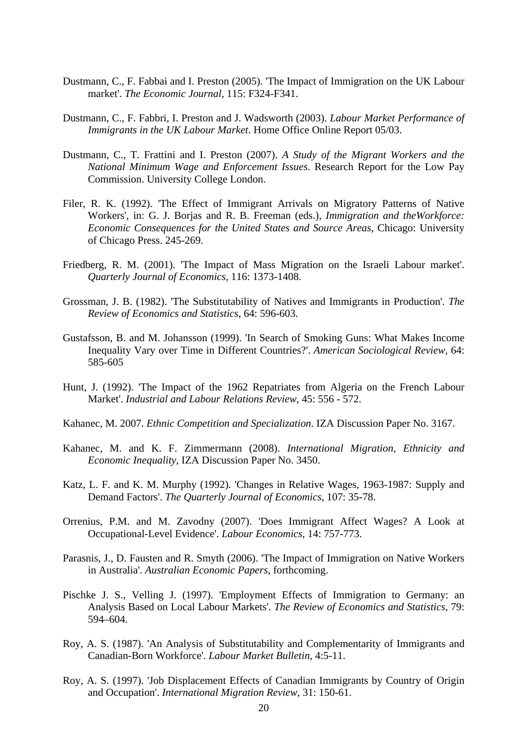Dustmann, C., F. Fabbai and I. Preston (2005). 'The Impact of Immigration on the UK Labour market'. *The Economic Journal*, 115: F324-F341.

Dustmann, C., F. Fabbri, I. Preston and J. Wadsworth (2003). *Labour Market Performance of Immigrants in the UK Labour Market*. Home Office Online Report 05/03.

Dustmann, C., T. Frattini and I. Preston (2007). *A Study of the Migrant Workers and the National Minimum Wage and Enforcement Issues*. Research Report for the Low Pay Commission. University College London.

Filer, R. K. (1992). 'The Effect of Immigrant Arrivals on Migratory Patterns of Native Workers', in: G. J. Borjas and R. B. Freeman (eds.), *Immigration and theWorkforce: Economic Consequences for the United States and Source Areas*, Chicago: University of Chicago Press. 245-269.

Friedberg, R. M. (2001). 'The Impact of Mass Migration on the Israeli Labour market'. *Quarterly Journal of Economics*, 116: 1373-1408.

Grossman, J. B. (1982). 'The Substitutability of Natives and Immigrants in Production'. *The Review of Economics and Statistics*, 64: 596-603.

Gustafsson, B. and M. Johansson (1999). 'In Search of Smoking Guns: What Makes Income Inequality Vary over Time in Different Countries?'. *American Sociological Review*, 64: 585-605

Hunt, J. (1992). 'The Impact of the 1962 Repatriates from Algeria on the French Labour Market'. *Industrial and Labour Relations Review*, 45: 556 - 572.

Kahanec, M. 2007. *Ethnic Competition and Specialization*. IZA Discussion Paper No. 3167.

Kahanec, M. and K. F. Zimmermann (2008). *International Migration, Ethnicity and Economic Inequality*, IZA Discussion Paper No. 3450.

Katz, L. F. and K. M. Murphy (1992). 'Changes in Relative Wages, 1963-1987: Supply and Demand Factors'. *The Quarterly Journal of Economics*, 107: 35-78.

Orrenius, P.M. and M. Zavodny (2007). 'Does Immigrant Affect Wages? A Look at Occupational-Level Evidence'. *Labour Economics*, 14: 757-773.

Parasnis, J., D. Fausten and R. Smyth (2006). 'The Impact of Immigration on Native Workers in Australia'. *Australian Economic Papers*, forthcoming.

Pischke J. S., Velling J. (1997). 'Employment Effects of Immigration to Germany: an Analysis Based on Local Labour Markets'. *The Review of Economics and Statistics*, 79: 594–604.

Roy, A. S. (1987). 'An Analysis of Substitutability and Complementarity of Immigrants and Canadian-Born Workforce'. *Labour Market Bulletin*, 4:5-11.

Roy, A. S. (1997). 'Job Displacement Effects of Canadian Immigrants by Country of Origin and Occupation'. *International Migration Review*, 31: 150-61.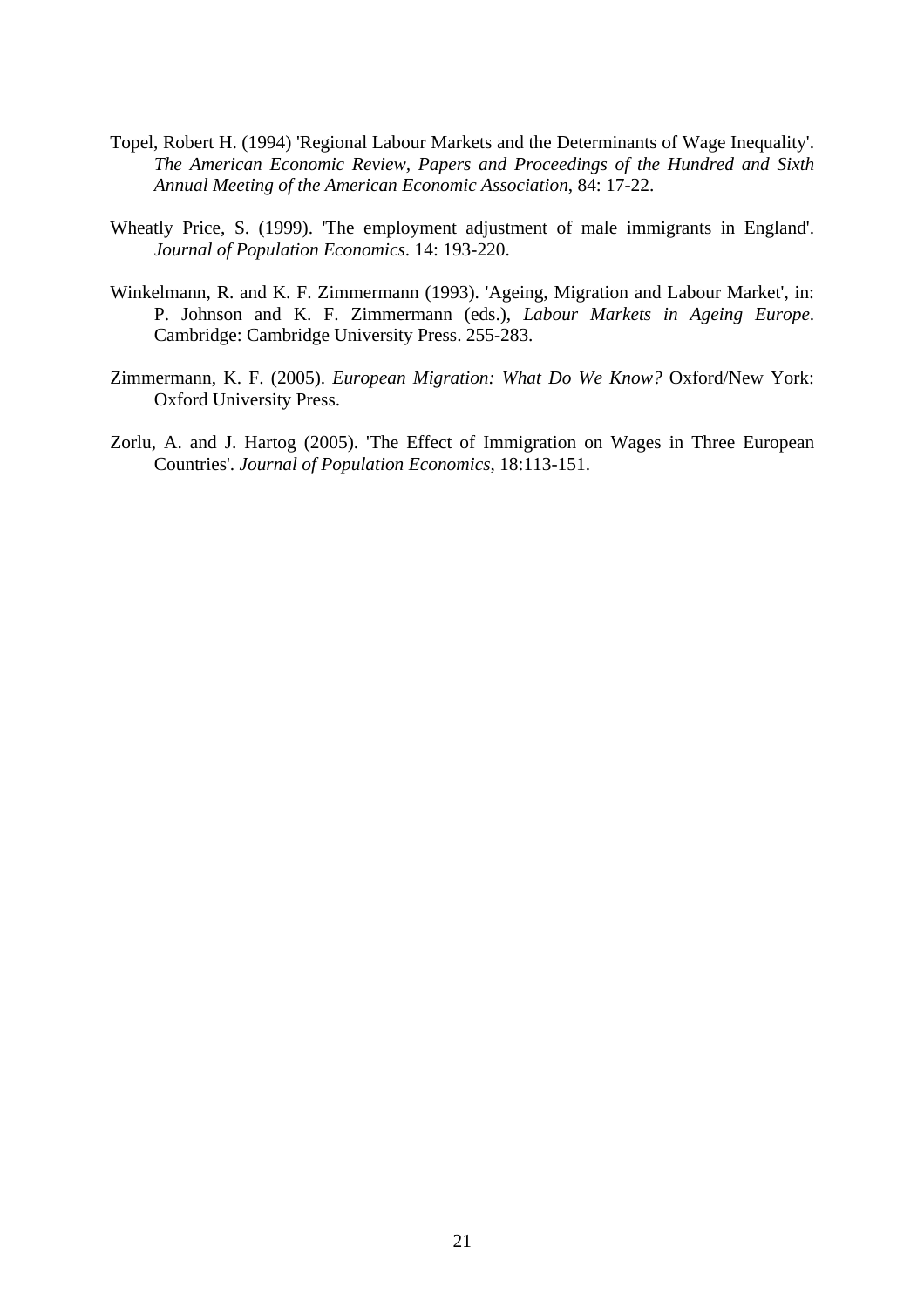Topel, Robert H. (1994) 'Regional Labour Markets and the Determinants of Wage Inequality'. *The American Economic Review, Papers and Proceedings of the Hundred and Sixth Annual Meeting of the American Economic Association*, 84: 17-22.

Wheatly Price, S. (1999). 'The employment adjustment of male immigrants in England'. *Journal of Population Economics*. 14: 193-220.

Winkelmann, R. and K. F. Zimmermann (1993). 'Ageing, Migration and Labour Market', in: P. Johnson and K. F. Zimmermann (eds.), *Labour Markets in Ageing Europe*. Cambridge: Cambridge University Press. 255-283.

Zimmermann, K. F. (2005). *European Migration: What Do We Know?* Oxford/New York: Oxford University Press.

Zorlu, A. and J. Hartog (2005). 'The Effect of Immigration on Wages in Three European Countries'. *Journal of Population Economics*, 18:113-151.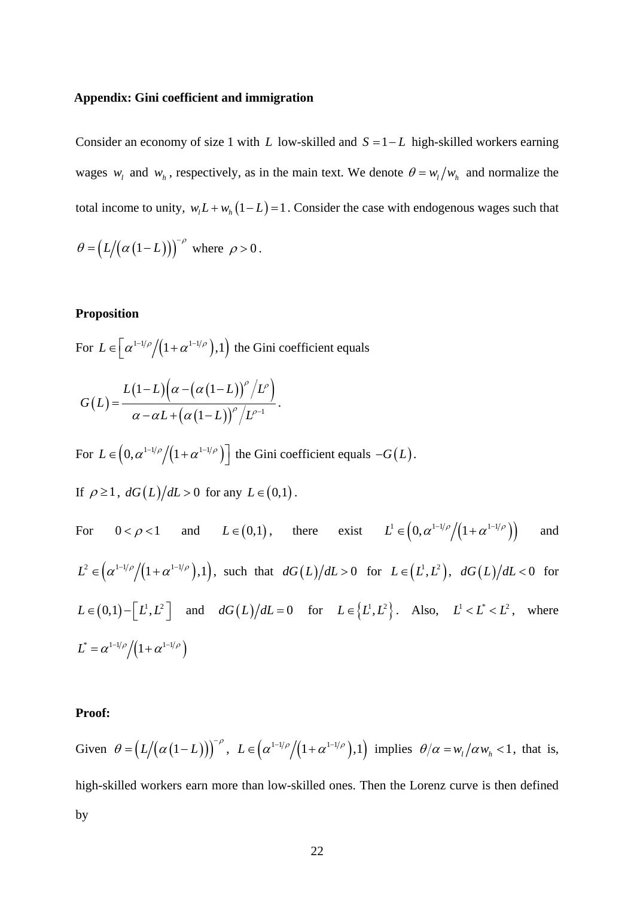**Appendix: Gini coefficient and immigration**

Consider an economy of size 1 with $L$ low-skilled and $S = 1 - L$ high-skilled workers earning wages $w_l$ and $w_h$, respectively, as in the main text. We denote $\theta = w_l / w_h$ and normalize the total income to unity, $w_l L + w_h (1 - L) = 1$. Consider the case with endogenous wages such that $\theta = \left( L / \left( \alpha (1 - L) \right) \right)^{-\rho}$ where $\rho > 0$.

**Proposition**

For $L \in \left[ \alpha^{1-1/\rho} / \left( 1 + \alpha^{1-1/\rho} \right), 1 \right)$ the Gini coefficient equals

$$G(L) = \frac{L(1-L)\left( \alpha - \left( \alpha (1-L) \right)^{\rho} / L^{\rho} \right)}{\alpha - \alpha L + \left( \alpha (1-L) \right)^{\rho} / L^{\rho - 1}}.$$

For $L \in \left( 0, \alpha^{1-1/\rho} / \left( 1 + \alpha^{1-1/\rho} \right) \right]$ the Gini coefficient equals $-G(L)$.

If $\rho \geq 1$, $dG(L)/dL > 0$ for any $L \in (0,1)$.

For $0 < \rho < 1$ and $L \in (0,1)$, there exist $L^1 \in \left( 0, \alpha^{1-1/\rho} / \left( 1 + \alpha^{1-1/\rho} \right) \right)$ and $L^2 \in \left( \alpha^{1-1/\rho} / \left( 1 + \alpha^{1-1/\rho} \right), 1 \right)$, such that $dG(L)/dL > 0$ for $L \in \left( L^1, L^2 \right)$, $dG(L)/dL < 0$ for $L \in (0,1) - \left[ L^1, L^2 \right]$ and $dG(L)/dL = 0$ for $L \in \left\{ L^1, L^2 \right\}$. Also, $L^1 < L^* < L^2$, where $L^* = \alpha^{1-1/\rho} / \left( 1 + \alpha^{1-1/\rho} \right)$

**Proof:**

Given $\theta = \left( L / \left( \alpha (1 - L) \right) \right)^{-\rho}$, $L \in \left( \alpha^{1-1/\rho} / \left( 1 + \alpha^{1-1/\rho} \right), 1 \right)$ implies $\theta / \alpha = w_l / \alpha w_h < 1$, that is, high-skilled workers earn more than low-skilled ones. Then the Lorenz curve is then defined by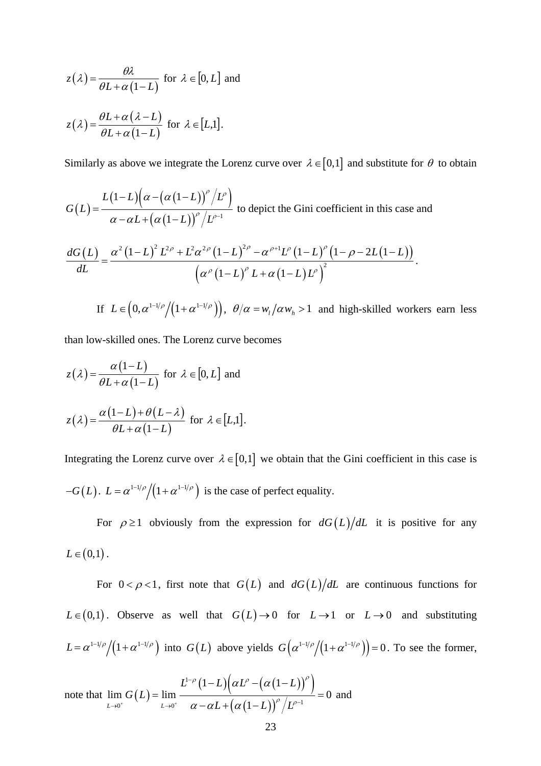$$z(\lambda) = \frac{\theta\lambda}{\theta L + \alpha(1-L)} \text{ for } \lambda \in [0, L] \text{ and}$$

$$z(\lambda) = \frac{\theta L + \alpha(\lambda - L)}{\theta L + \alpha(1-L)} \text{ for } \lambda \in [L,1].$$

Similarly as above we integrate the Lorenz curve over $\lambda \in [0,1]$ and substitute for $\theta$ to obtain

$$G(L) = \frac{L(1-L)\left(\alpha - (\alpha(1-L))^{\rho} / L^{\rho}\right)}{\alpha - \alpha L + (\alpha(1-L))^{\rho} / L^{\rho-1}}$$ to depict the Gini coefficient in this case and

$$\frac{dG(L)}{dL} = \frac{\alpha^2(1-L)^2 L^{2\rho} + L^2\alpha^{2\rho}(1-L)^{2\rho} - \alpha^{\rho+1}L^{\rho}(1-L)^{\rho}(1-\rho-2L(1-L))}{\left(\alpha^{\rho}(1-L)^{\rho}L + \alpha(1-L)L^{\rho}\right)^2}.$$

If $L \in \left(0, \alpha^{1-1/\rho} / \left(1+\alpha^{1-1/\rho}\right)\right)$, $\theta/\alpha = w_l / \alpha w_h > 1$ and high-skilled workers earn less than low-skilled ones. The Lorenz curve becomes

$$z(\lambda) = \frac{\alpha(1-L)}{\theta L + \alpha(1-L)} \text{ for } \lambda \in [0, L] \text{ and}$$

$$z(\lambda) = \frac{\alpha(1-L) + \theta(L-\lambda)}{\theta L + \alpha(1-L)} \text{ for } \lambda \in [L,1].$$

Integrating the Lorenz curve over $\lambda \in [0,1]$ we obtain that the Gini coefficient in this case is $-G(L)$. $L = \alpha^{1-1/\rho} / \left(1+\alpha^{1-1/\rho}\right)$ is the case of perfect equality.

For $\rho \geq 1$ obviously from the expression for $dG(L)/dL$ it is positive for any $L \in (0,1)$.

For $0 < \rho < 1$, first note that $G(L)$ and $dG(L)/dL$ are continuous functions for $L \in (0,1)$. Observe as well that $G(L) \to 0$ for $L \to 1$ or $L \to 0$ and substituting $L = \alpha^{1-1/\rho} / \left(1+\alpha^{1-1/\rho}\right)$ into $G(L)$ above yields $G\left(\alpha^{1-1/\rho} / \left(1+\alpha^{1-1/\rho}\right)\right) = 0$. To see the former, note that $\lim_{L \to 0^+} G(L) = \lim_{L \to 0^+} \frac{L^{1-\rho}(1-L)\left(\alpha L^{\rho} - (\alpha(1-L))^{\rho}\right)}{\alpha - \alpha L + (\alpha(1-L))^{\rho} / L^{\rho-1}} = 0$ and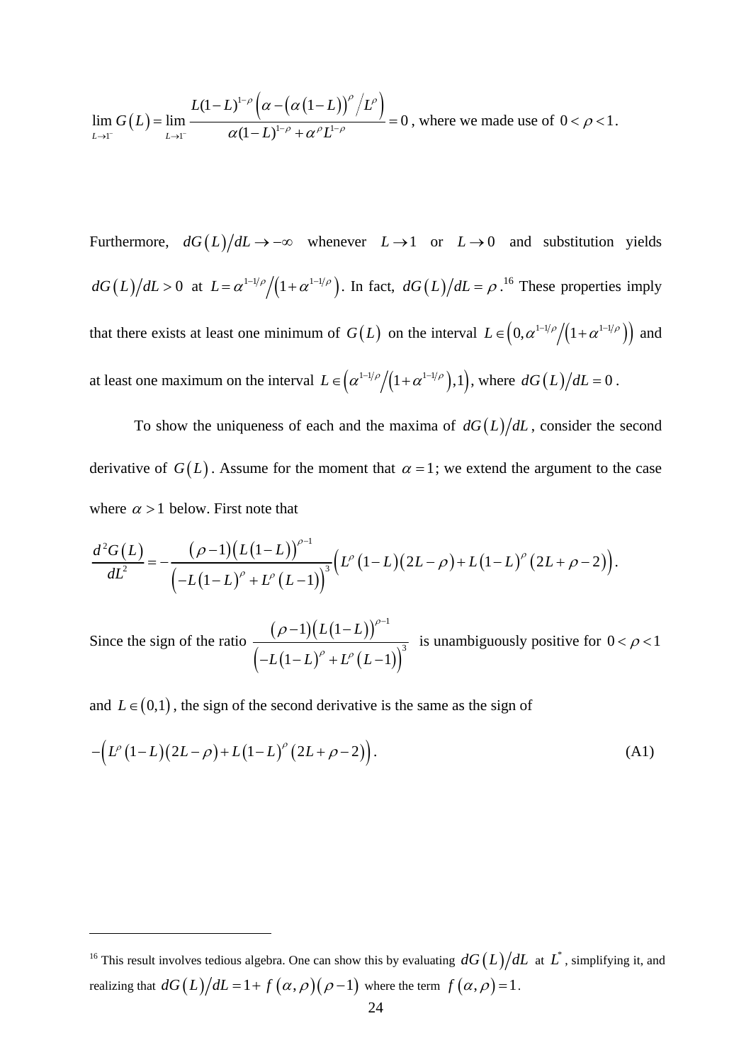$$\lim_{L \to 1^-} G(L) = \lim_{L \to 1^-} \frac{L(1-L)^{1-\rho}\left(\alpha - \left(\alpha(1-L)\right)^{\rho} / L^{\rho}\right)}{\alpha(1-L)^{1-\rho} + \alpha^{\rho} L^{1-\rho}} = 0$$ , where we made use of $0 < \rho < 1$.

Furthermore, $dG(L)/dL \to -\infty$ whenever $L \to 1$ or $L \to 0$ and substitution yields $dG(L)/dL > 0$ at $L = \alpha^{1-1/\rho}/\left(1+\alpha^{1-1/\rho}\right)$. In fact, $dG(L)/dL = \rho$.[16] These properties imply that there exists at least one minimum of $G(L)$ on the interval $L \in \left(0, \alpha^{1-1/\rho}/\left(1+\alpha^{1-1/\rho}\right)\right)$ and at least one maximum on the interval $L \in \left(\alpha^{1-1/\rho}/\left(1+\alpha^{1-1/\rho}\right), 1\right)$, where $dG(L)/dL = 0$.

To show the uniqueness of each and the maxima of $dG(L)/dL$, consider the second derivative of $G(L)$. Assume for the moment that $\alpha = 1$; we extend the argument to the case where $\alpha > 1$ below. First note that

$$\frac{d^2G(L)}{dL^2} = -\frac{(\rho-1)\left(L(1-L)\right)^{\rho-1}}{\left(-L(1-L)^{\rho} + L^{\rho}(L-1)\right)^3}\left(L^{\rho}(1-L)(2L-\rho) + L(1-L)^{\rho}(2L+\rho-2)\right).$$

Since the sign of the ratio $\dfrac{(\rho-1)\left(L(1-L)\right)^{\rho-1}}{\left(-L(1-L)^{\rho} + L^{\rho}(L-1)\right)^3}$ is unambiguously positive for $0 < \rho < 1$ and $L \in (0,1)$, the sign of the second derivative is the same as the sign of

$$-\left(L^{\rho}(1-L)(2L-\rho) + L(1-L)^{\rho}(2L+\rho-2)\right). \tag{A1}$$

[16] This result involves tedious algebra. One can show this by evaluating $dG(L)/dL$ at $L^*$, simplifying it, and realizing that $dG(L)/dL = 1 + f(\alpha,\rho)(\rho-1)$ where the term $f(\alpha,\rho) = 1$.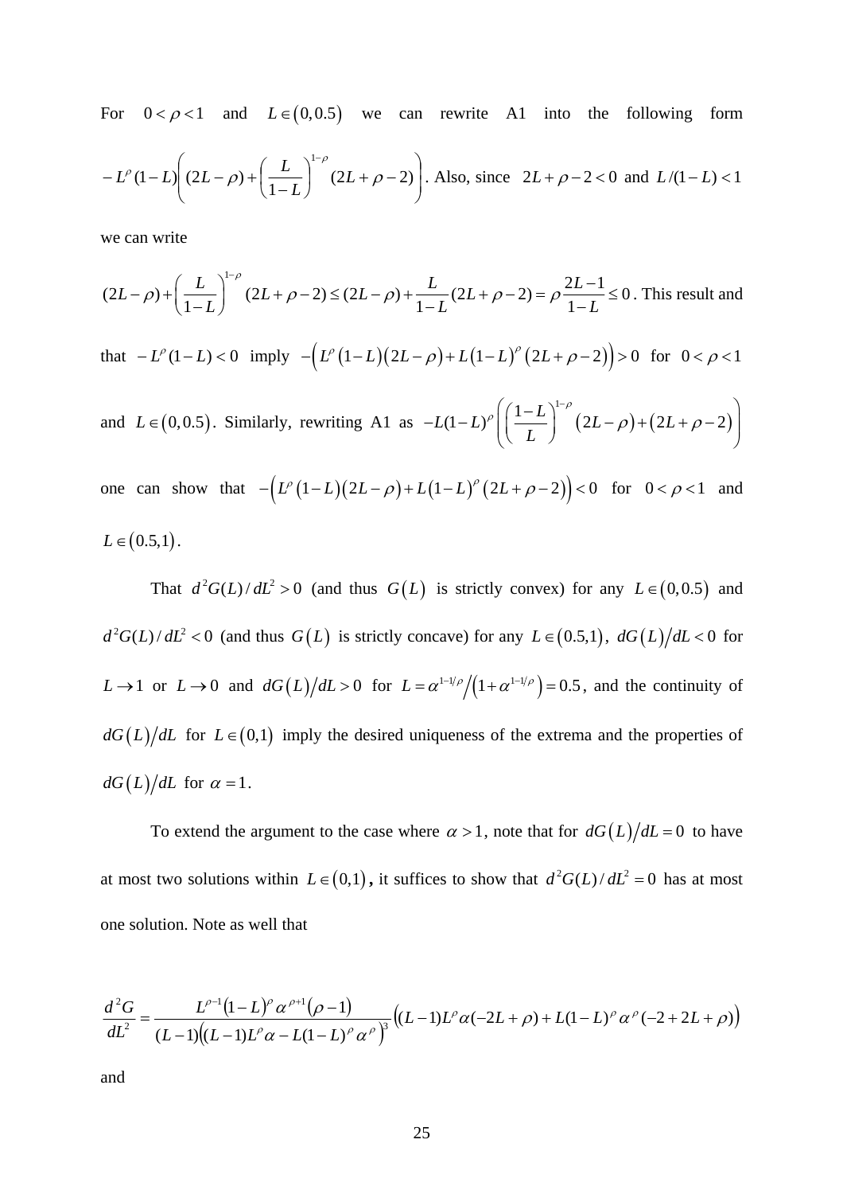For $0 < \rho < 1$ and $L \in (0, 0.5)$ we can rewrite A1 into the following form $-L^{\rho}(1-L)\left((2L-\rho) + \left(\frac{L}{1-L}\right)^{1-\rho}(2L+\rho-2)\right)$. Also, since $2L+\rho-2<0$ and $L/(1-L)<1$ we can write

$(2L-\rho) + \left(\frac{L}{1-L}\right)^{1-\rho}(2L+\rho-2) \le (2L-\rho) + \frac{L}{1-L}(2L+\rho-2) = \rho\frac{2L-1}{1-L} \le 0$. This result and that $-L^{\rho}(1-L)<0$ imply $-\left(L^{\rho}\left(1-L\right)\left(2L-\rho\right) + L\left(1-L\right)^{\rho}\left(2L+\rho-2\right)\right) > 0$ for $0<\rho<1$ and $L \in (0,0.5)$. Similarly, rewriting A1 as $-L(1-L)^{\rho}\left(\left(\frac{1-L}{L}\right)^{1-\rho}\left(2L-\rho\right) + \left(2L+\rho-2\right)\right)$ one can show that $-\left(L^{\rho}\left(1-L\right)\left(2L-\rho\right) + L\left(1-L\right)^{\rho}\left(2L+\rho-2\right)\right) < 0$ for $0<\rho<1$ and $L \in (0.5,1)$.

That $d^2G(L)/dL^2 > 0$ (and thus $G(L)$ is strictly convex) for any $L \in (0,0.5)$ and $d^2G(L)/dL^2 < 0$ (and thus $G(L)$ is strictly concave) for any $L \in (0.5,1)$, $dG(L)/dL < 0$ for $L \to 1$ or $L \to 0$ and $dG(L)/dL > 0$ for $L = \alpha^{1-1/\rho}/\left(1+\alpha^{1-1/\rho}\right) = 0.5$, and the continuity of $dG(L)/dL$ for $L \in (0,1)$ imply the desired uniqueness of the extrema and the properties of $dG(L)/dL$ for $\alpha = 1$.

To extend the argument to the case where $\alpha > 1$, note that for $dG(L)/dL = 0$ to have at most two solutions within $L \in (0,1)$**,** it suffices to show that $d^2G(L)/dL^2 = 0$ has at most one solution. Note as well that

$$\frac{d^2G}{dL^2} = \frac{L^{\rho-1}(1-L)^{\rho}\alpha^{\rho+1}(\rho-1)}{(L-1)\left((L-1)L^{\rho}\alpha - L(1-L)^{\rho}\alpha^{\rho}\right)^3}\left((L-1)L^{\rho}\alpha(-2L+\rho) + L(1-L)^{\rho}\alpha^{\rho}(-2+2L+\rho)\right)$$

and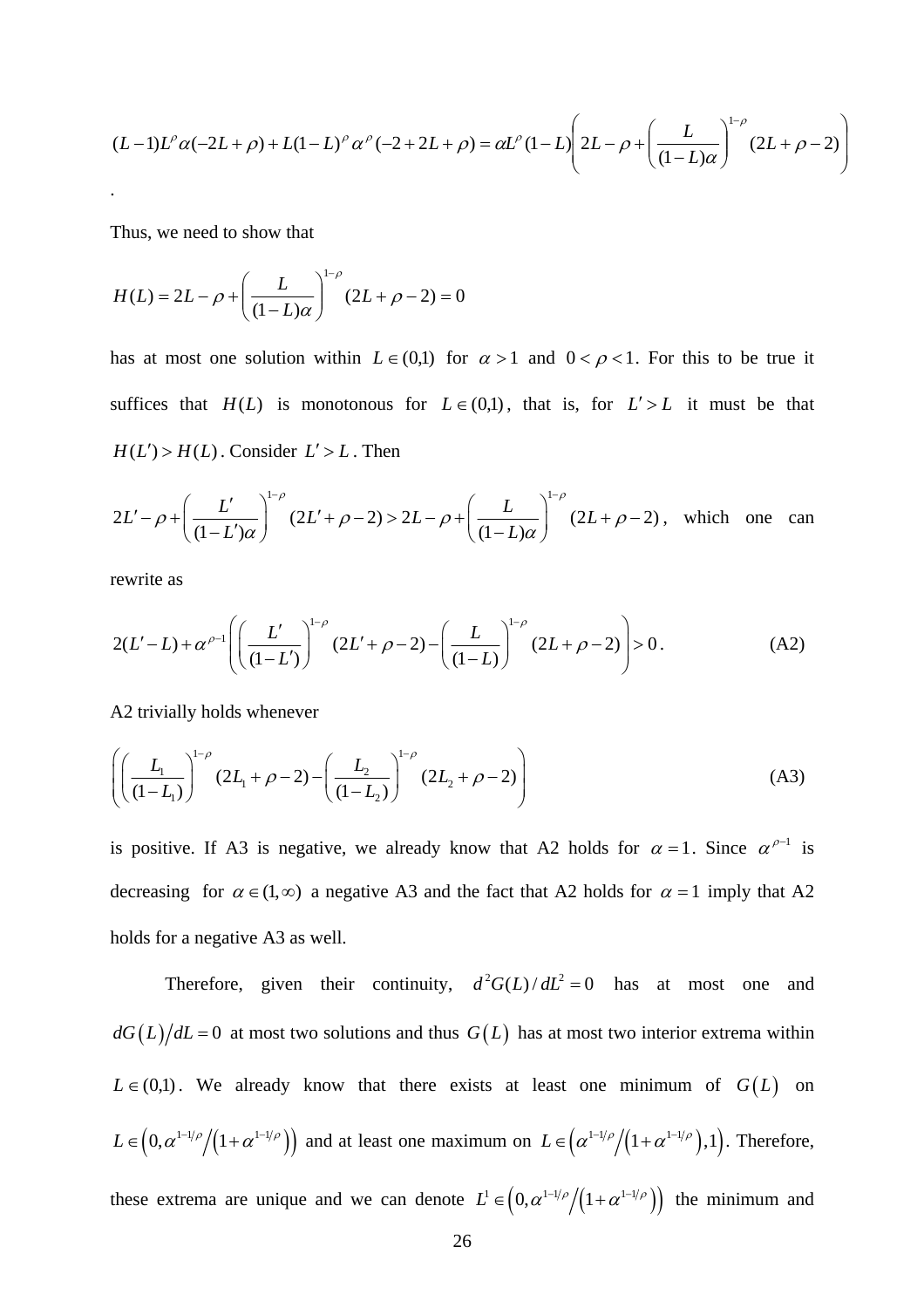$$(L-1)L^{\rho}\alpha(-2L+\rho)+L(1-L)^{\rho}\alpha^{\rho}(-2+2L+\rho)=\alpha L^{\rho}(1-L)\left(2L-\rho+\left(\frac{L}{(1-L)\alpha}\right)^{1-\rho}(2L+\rho-2)\right)$$

.

Thus, we need to show that

$$H(L)=2L-\rho+\left(\frac{L}{(1-L)\alpha}\right)^{1-\rho}(2L+\rho-2)=0$$

has at most one solution within $L\in(0,1)$ for $\alpha>1$ and $0<\rho<1$. For this to be true it suffices that $H(L)$ is monotonous for $L\in(0,1)$, that is, for $L'>L$ it must be that $H(L')>H(L)$. Consider $L'>L$. Then

$2L'-\rho+\left(\frac{L'}{(1-L')\alpha}\right)^{1-\rho}(2L'+\rho-2)>2L-\rho+\left(\frac{L}{(1-L)\alpha}\right)^{1-\rho}(2L+\rho-2)$, which one can rewrite as

$$2(L'-L)+\alpha^{\rho-1}\left(\left(\frac{L'}{(1-L')}\right)^{1-\rho}(2L'+\rho-2)-\left(\frac{L}{(1-L)}\right)^{1-\rho}(2L+\rho-2)\right)>0\,. \tag{A2}$$

A2 trivially holds whenever

$$\left(\left(\frac{L_1}{(1-L_1)}\right)^{1-\rho}(2L_1+\rho-2)-\left(\frac{L_2}{(1-L_2)}\right)^{1-\rho}(2L_2+\rho-2)\right) \tag{A3}$$

is positive. If A3 is negative, we already know that A2 holds for $\alpha=1$. Since $\alpha^{\rho-1}$ is decreasing for $\alpha\in(1,\infty)$ a negative A3 and the fact that A2 holds for $\alpha=1$ imply that A2 holds for a negative A3 as well.

Therefore, given their continuity, $d^2G(L)/dL^2=0$ has at most one and $dG(L)/dL=0$ at most two solutions and thus $G(L)$ has at most two interior extrema within $L\in(0,1)$. We already know that there exists at least one minimum of $G(L)$ on $L\in\left(0,\alpha^{1-1/\rho}/\left(1+\alpha^{1-1/\rho}\right)\right)$ and at least one maximum on $L\in\left(\alpha^{1-1/\rho}/\left(1+\alpha^{1-1/\rho}\right),1\right)$. Therefore, these extrema are unique and we can denote $L^1\in\left(0,\alpha^{1-1/\rho}/\left(1+\alpha^{1-1/\rho}\right)\right)$ the minimum and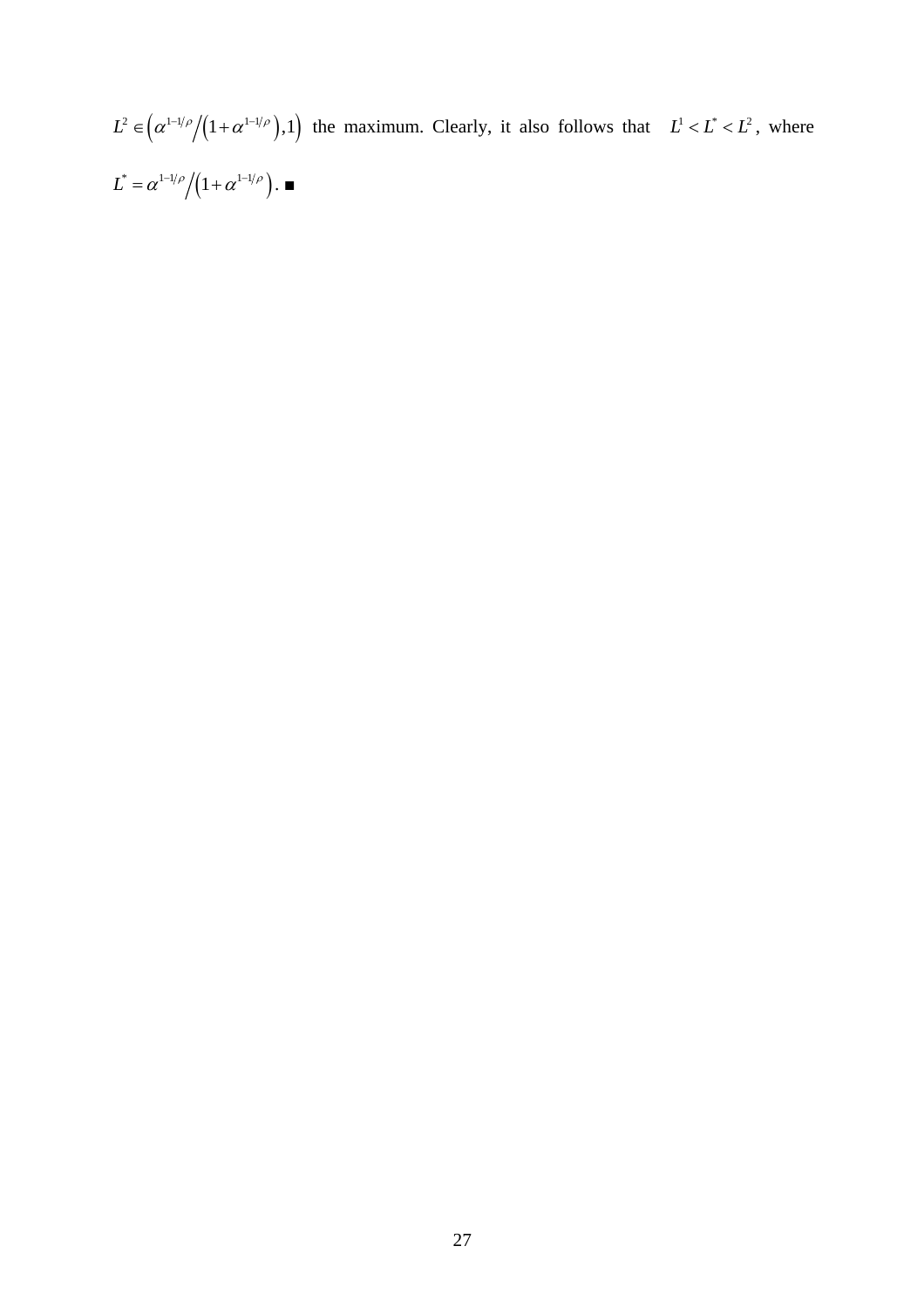$L^2 \in \left( \alpha^{1-1/\rho} \big/ \left(1+\alpha^{1-1/\rho}\right), 1 \right)$ the maximum. Clearly, it also follows that $L^1 < L^* < L^2$, where $L^* = \alpha^{1-1/\rho} \big/ \left(1+\alpha^{1-1/\rho}\right)$. ■